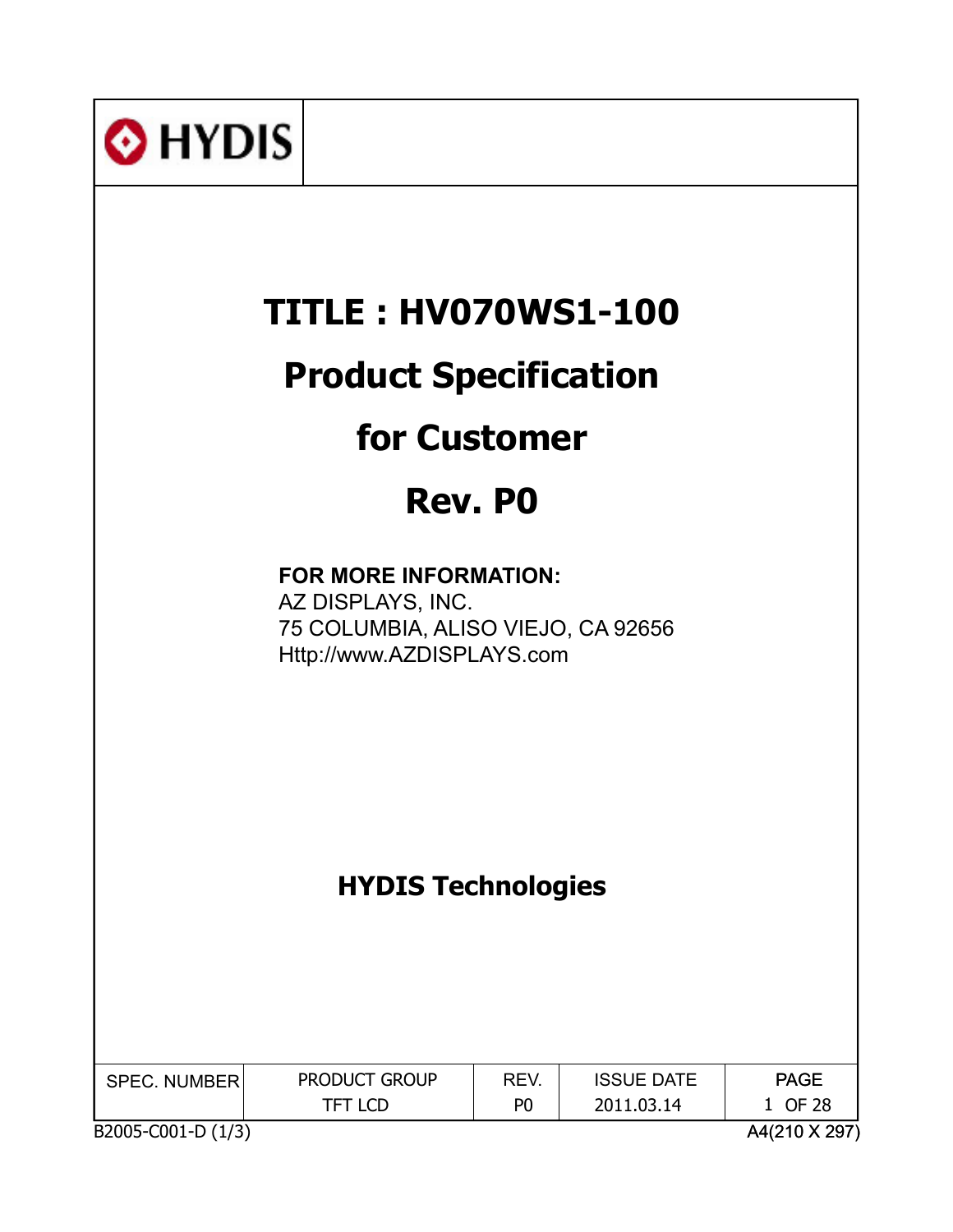HYDIS

# TITLE : HV070WS1-100

# Product Specification

# for Customer

# Rev. P0

**FOR MORE INFORMATION:**
AZ DISPLAYS, INC.
75 COLUMBIA, ALISO VIEJO, CA 92656
Http://www.AZDISPLAYS.com

**HYDIS Technologies**

| SPEC. NUMBER | PRODUCT GROUP | REV. | ISSUE DATE | PAGE |
|---|---|---|---|---|
| | TFT LCD | P0 | 2011.03.14 | 1 OF 28 |

B2005-C001-D (1/3) A4(210 X 297)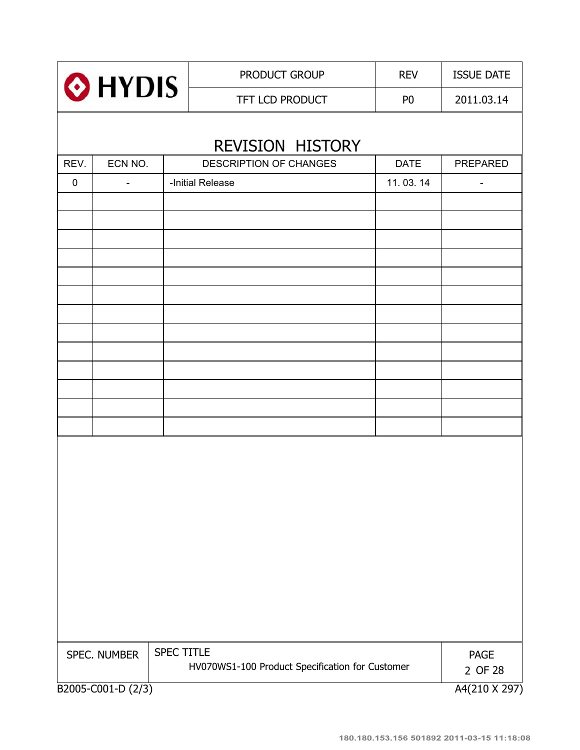# REVISION HISTORY

| REV. | ECN NO. | DESCRIPTION OF CHANGES | DATE | PREPARED |
|---|---|---|---|---|
| 0 | - | -Initial Release | 11. 03. 14 | - |
| | | | | |
| | | | | |
| | | | | |
| | | | | |
| | | | | |
| | | | | |
| | | | | |
| | | | | |
| | | | | |
| | | | | |
| | | | | |
| | | | | |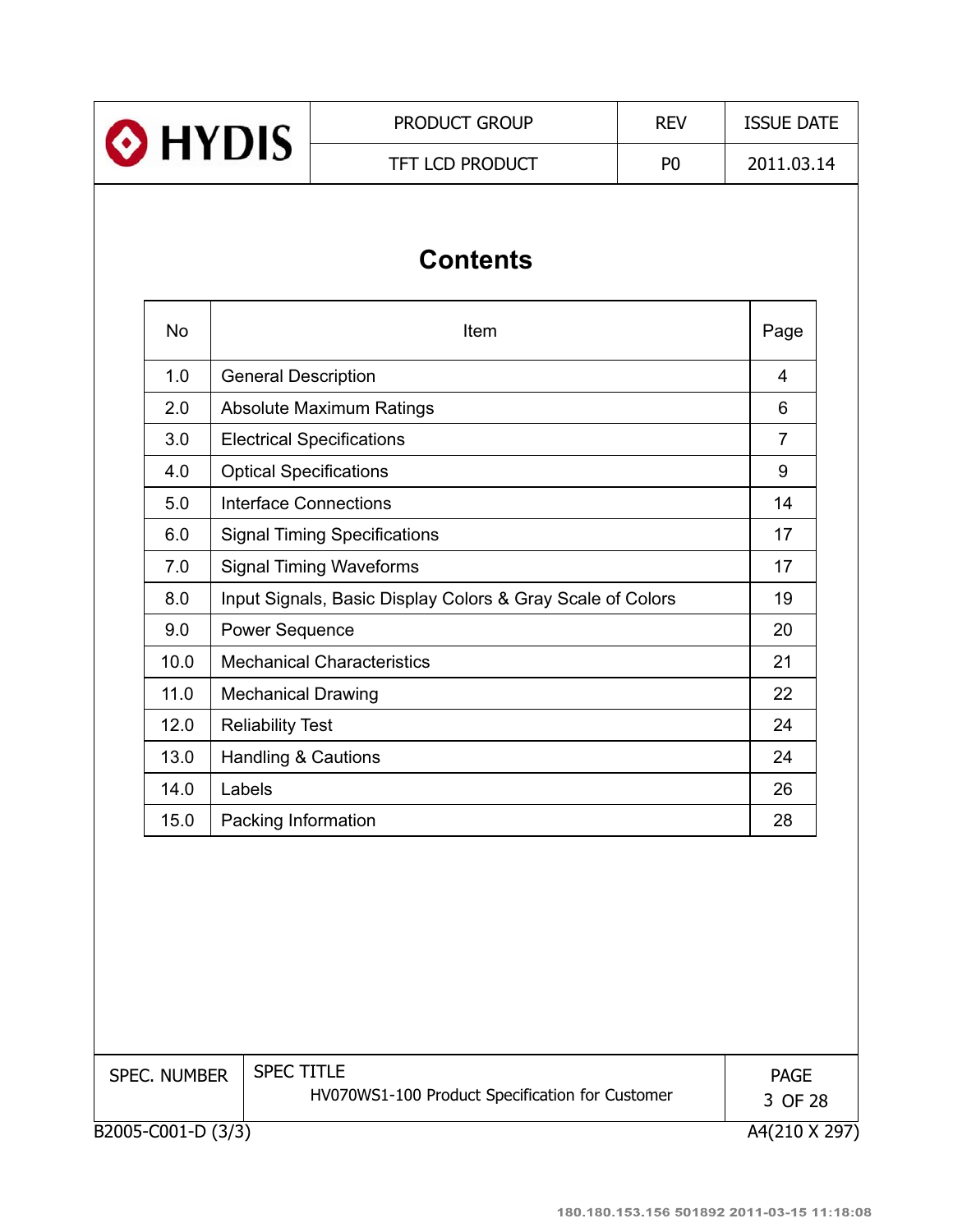# Contents

| No | Item | Page |
|---|---|---|
| 1.0 | General Description | 4 |
| 2.0 | Absolute Maximum Ratings | 6 |
| 3.0 | Electrical Specifications | 7 |
| 4.0 | Optical Specifications | 9 |
| 5.0 | Interface Connections | 14 |
| 6.0 | Signal Timing Specifications | 17 |
| 7.0 | Signal Timing Waveforms | 17 |
| 8.0 | Input Signals, Basic Display Colors & Gray Scale of Colors | 19 |
| 9.0 | Power Sequence | 20 |
| 10.0 | Mechanical Characteristics | 21 |
| 11.0 | Mechanical Drawing | 22 |
| 12.0 | Reliability Test | 24 |
| 13.0 | Handling & Cautions | 24 |
| 14.0 | Labels | 26 |
| 15.0 | Packing Information | 28 |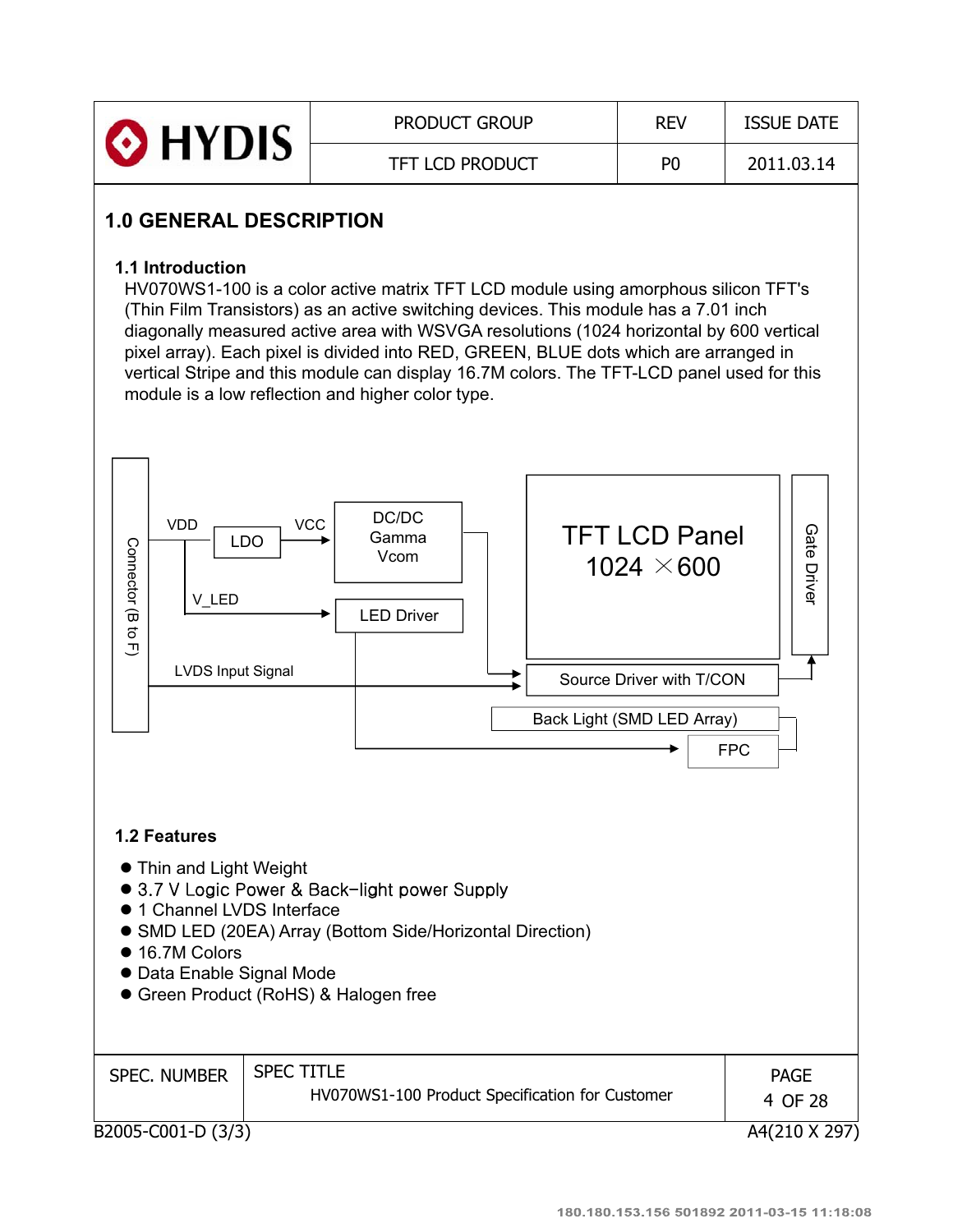## 1.0 GENERAL DESCRIPTION

### 1.1 Introduction

HV070WS1-100 is a color active matrix TFT LCD module using amorphous silicon TFT's (Thin Film Transistors) as an active switching devices. This module has a 7.01 inch diagonally measured active area with WSVGA resolutions (1024 horizontal by 600 vertical pixel array). Each pixel is divided into RED, GREEN, BLUE dots which are arranged in vertical Stripe and this module can display 16.7M colors. The TFT-LCD panel used for this module is a low reflection and higher color type.

Connector (B to F)
VDD
LDO
VCC
DC/DC
Gamma
Vcom
V_LED
LED Driver
LVDS Input Signal
TFT LCD Panel
1024 × 600
Gate Driver
Source Driver with T/CON
Back Light (SMD LED Array)
FPC

### 1.2 Features

- Thin and Light Weight
- 3.7 V Logic Power & Back-light power Supply
- 1 Channel LVDS Interface
- SMD LED (20EA) Array (Bottom Side/Horizontal Direction)
- 16.7M Colors
- Data Enable Signal Mode
- Green Product (RoHS) & Halogen free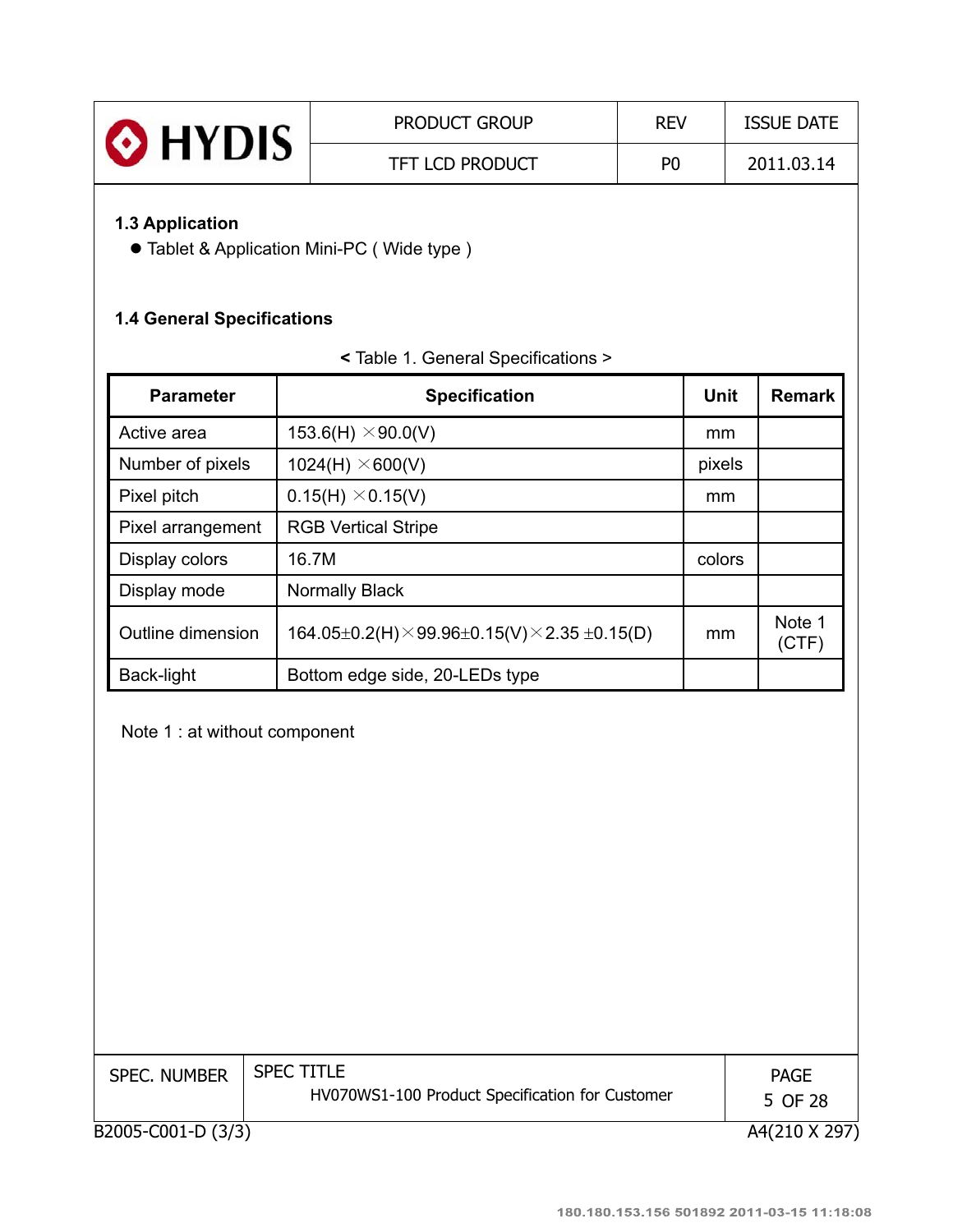### 1.3 Application

- Tablet & Application Mini-PC ( Wide type )

### 1.4 General Specifications

< Table 1. General Specifications >

| Parameter | Specification | Unit | Remark |
|---|---|---|---|
| Active area | 153.6(H) ×90.0(V) | mm | |
| Number of pixels | 1024(H) ×600(V) | pixels | |
| Pixel pitch | 0.15(H) ×0.15(V) | mm | |
| Pixel arrangement | RGB Vertical Stripe | | |
| Display colors | 16.7M | colors | |
| Display mode | Normally Black | | |
| Outline dimension | 164.05±0.2(H)×99.96±0.15(V)×2.35 ±0.15(D) | mm | Note 1 (CTF) |
| Back-light | Bottom edge side, 20-LEDs type | | |

Note 1 : at without component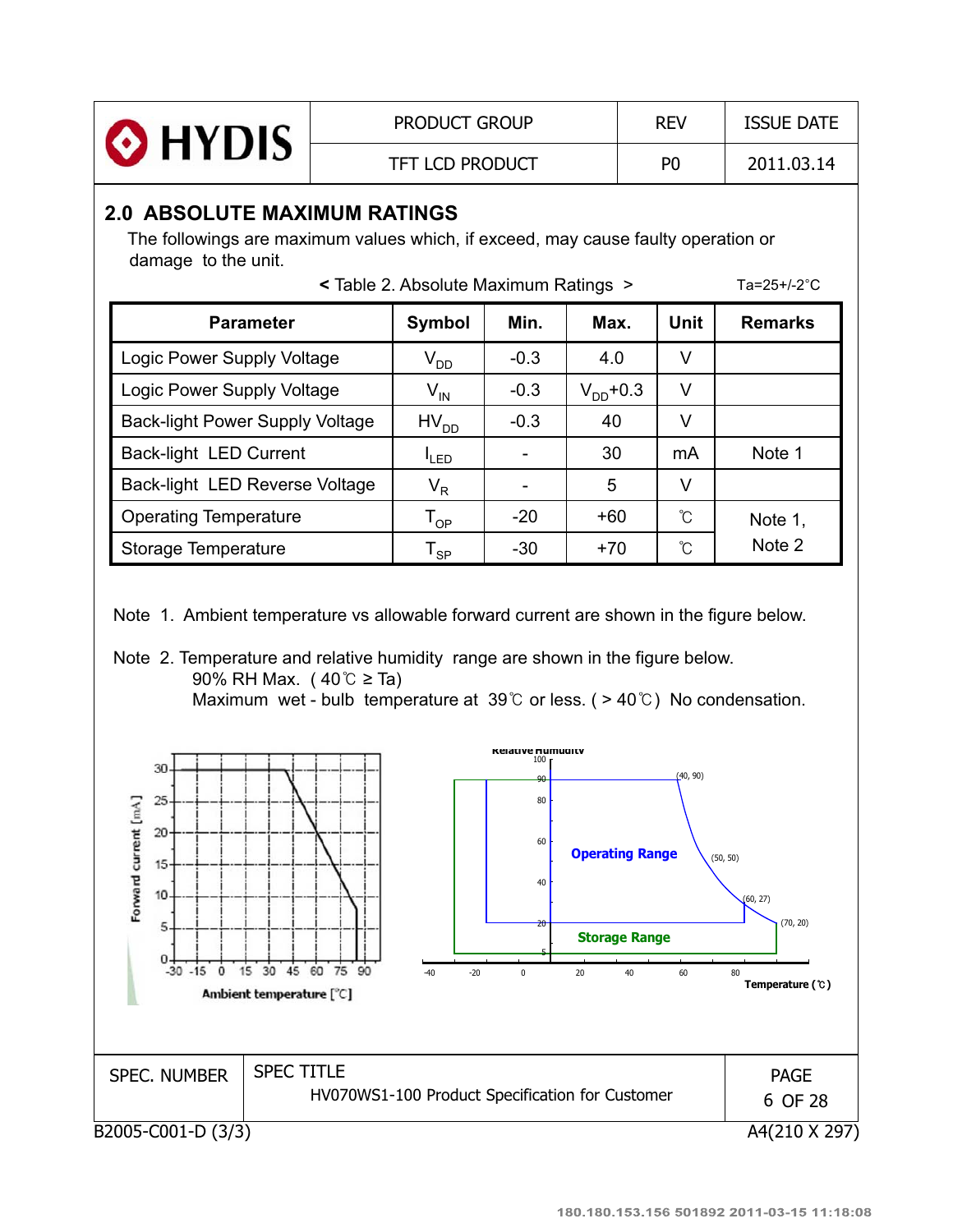## 2.0 ABSOLUTE MAXIMUM RATINGS

The followings are maximum values which, if exceed, may cause faulty operation or damage to the unit.

< Table 2. Absolute Maximum Ratings > Ta=25+/-2°C

| Parameter | Symbol | Min. | Max. | Unit | Remarks |
|---|---|---|---|---|---|
| Logic Power Supply Voltage | $V_{DD}$ | -0.3 | 4.0 | V | |
| Logic Power Supply Voltage | $V_{IN}$ | -0.3 | $V_{DD}$+0.3 | V | |
| Back-light Power Supply Voltage | $HV_{DD}$ | -0.3 | 40 | V | |
| Back-light LED Current | $I_{LED}$ | - | 30 | mA | Note 1 |
| Back-light LED Reverse Voltage | $V_R$ | - | 5 | V | |
| Operating Temperature | $T_{OP}$ | -20 | +60 | ℃ | Note 1, Note 2 |
| Storage Temperature | $T_{SP}$ | -30 | +70 | ℃ | |

Note 1. Ambient temperature vs allowable forward current are shown in the figure below.

Note 2. Temperature and relative humidity range are shown in the figure below.
90% RH Max. ( 40℃ ≥ Ta)
Maximum wet - bulb temperature at 39℃ or less. ( > 40℃) No condensation.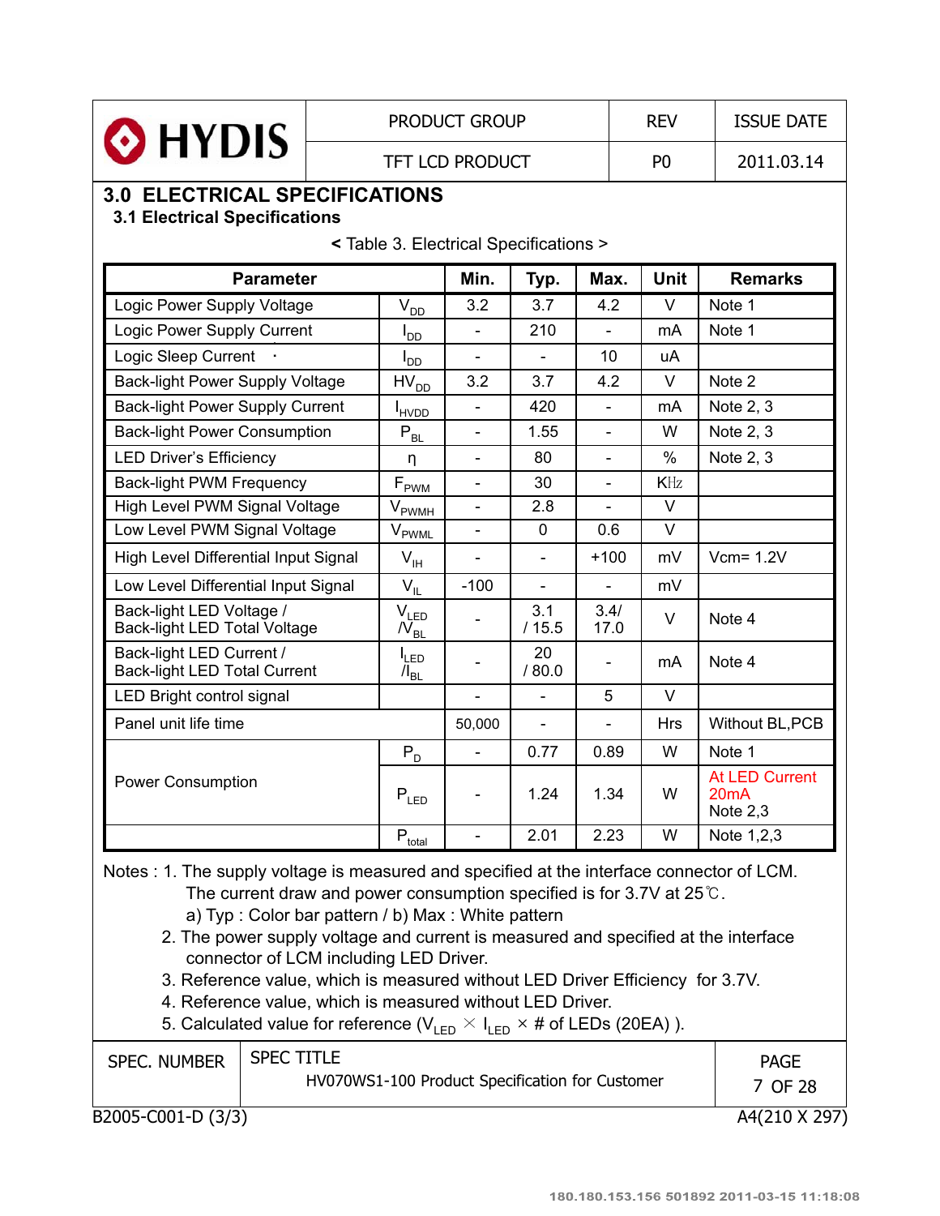# 3.0 ELECTRICAL SPECIFICATIONS

## 3.1 Electrical Specifications

< Table 3. Electrical Specifications >

| Parameter | | Min. | Typ. | Max. | Unit | Remarks |
|---|---|---|---|---|---|---|
| Logic Power Supply Voltage | $V_{DD}$ | 3.2 | 3.7 | 4.2 | V | Note 1 |
| Logic Power Supply Current | $I_{DD}$ | - | 210 | - | mA | Note 1 |
| Logic Sleep Current | $I_{DD}$ | - | - | 10 | uA | |
| Back-light Power Supply Voltage | $HV_{DD}$ | 3.2 | 3.7 | 4.2 | V | Note 2 |
| Back-light Power Supply Current | $I_{HVDD}$ | - | 420 | - | mA | Note 2, 3 |
| Back-light Power Consumption | $P_{BL}$ | - | 1.55 | - | W | Note 2, 3 |
| LED Driver's Efficiency | η | - | 80 | - | % | Note 2, 3 |
| Back-light PWM Frequency | $F_{PWM}$ | - | 30 | - | KHz | |
| High Level PWM Signal Voltage | $V_{PWMH}$ | - | 2.8 | - | V | |
| Low Level PWM Signal Voltage | $V_{PWML}$ | - | 0 | 0.6 | V | |
| High Level Differential Input Signal | $V_{IH}$ | - | - | +100 | mV | Vcm= 1.2V |
| Low Level Differential Input Signal | $V_{IL}$ | -100 | - | - | mV | |
| Back-light LED Voltage / Back-light LED Total Voltage | $V_{LED}$ / $V_{BL}$ | - | 3.1 / 15.5 | 3.4/ 17.0 | V | Note 4 |
| Back-light LED Current / Back-light LED Total Current | $I_{LED}$ / $I_{BL}$ | - | 20 / 80.0 | - | mA | Note 4 |
| LED Bright control signal | | - | - | 5 | V | |
| Panel unit life time | | 50,000 | - | - | Hrs | Without BL,PCB |
| Power Consumption | $P_D$ | - | 0.77 | 0.89 | W | Note 1 |
| | $P_{LED}$ | - | 1.24 | 1.34 | W | At LED Current 20mA Note 2,3 |
| | $P_{total}$ | - | 2.01 | 2.23 | W | Note 1,2,3 |

Notes : 1. The supply voltage is measured and specified at the interface connector of LCM.
The current draw and power consumption specified is for 3.7V at 25℃.
a) Typ : Color bar pattern / b) Max : White pattern
2. The power supply voltage and current is measured and specified at the interface connector of LCM including LED Driver.
3. Reference value, which is measured without LED Driver Efficiency for 3.7V.
4. Reference value, which is measured without LED Driver.
5. Calculated value for reference ($V_{LED}$ × $I_{LED}$ × # of LEDs (20EA) ).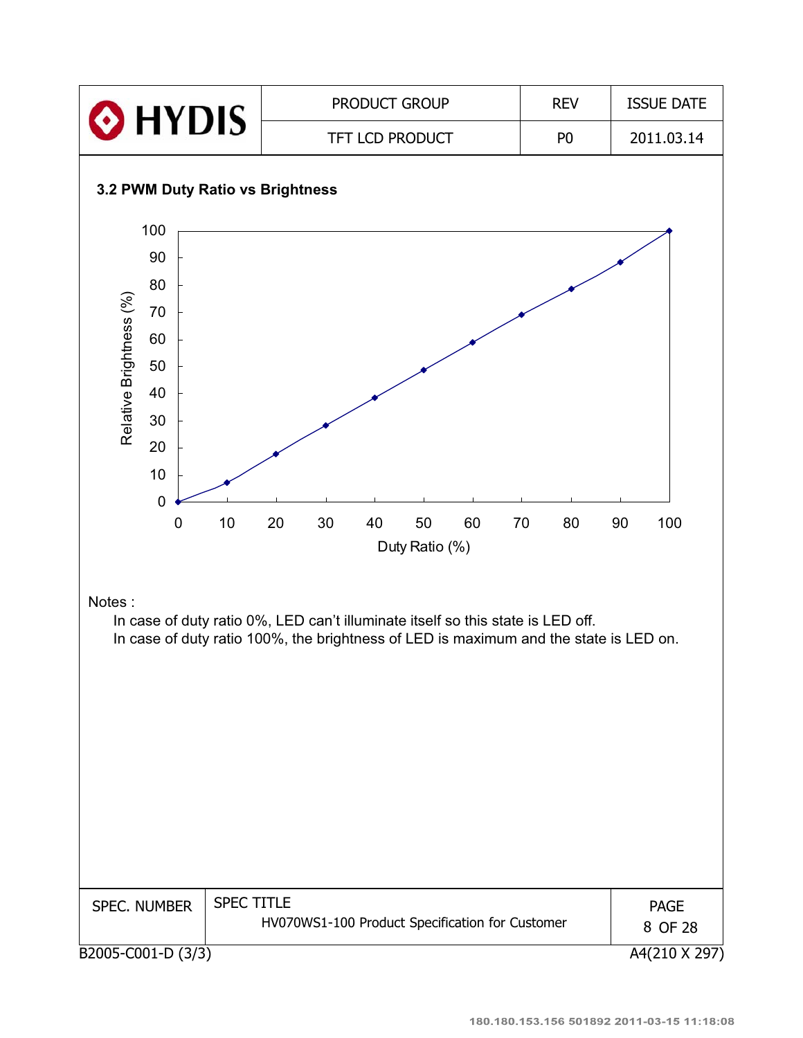### 3.2 PWM Duty Ratio vs Brightness

Notes :

In case of duty ratio 0%, LED can't illuminate itself so this state is LED off.

In case of duty ratio 100%, the brightness of LED is maximum and the state is LED on.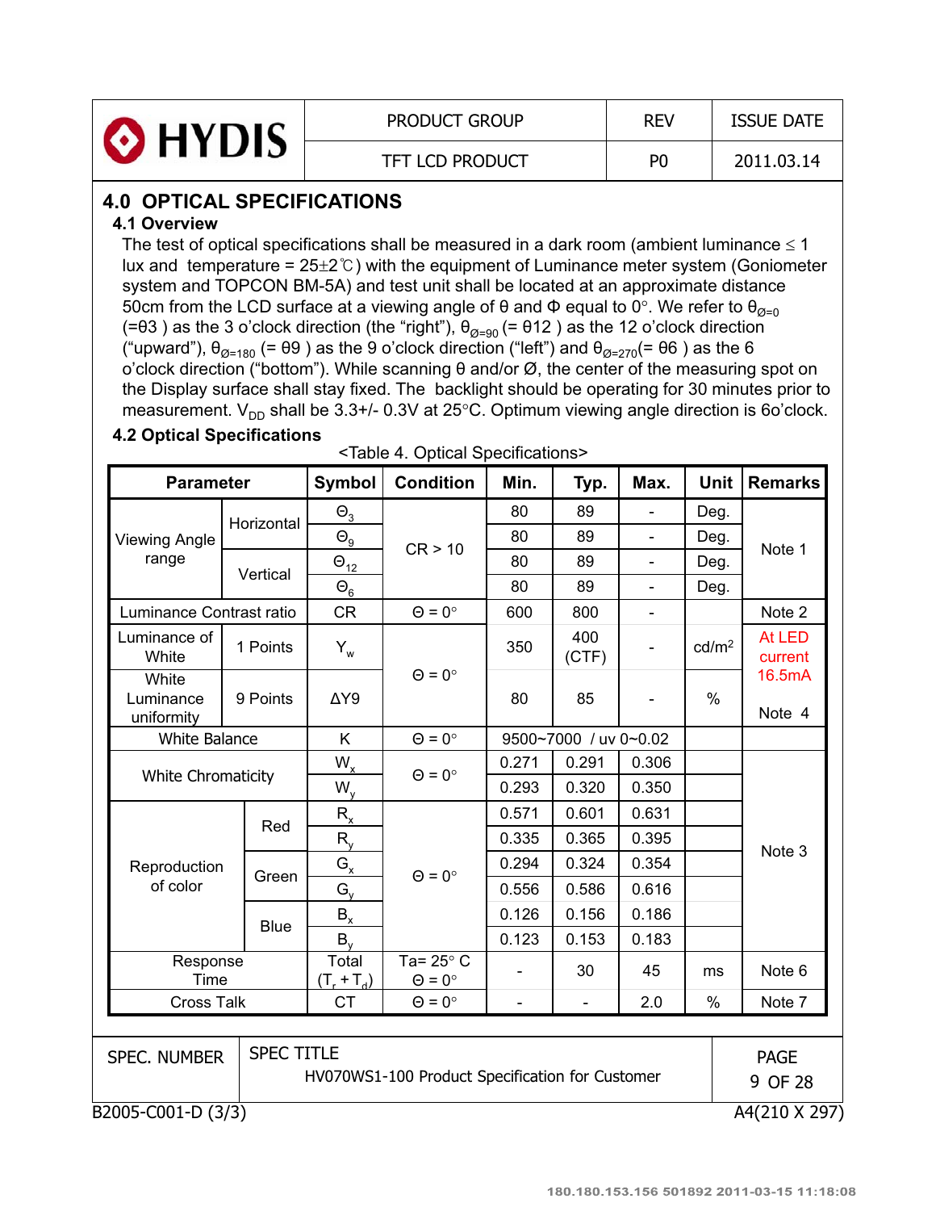# 4.0 OPTICAL SPECIFICATIONS

## 4.1 Overview

The test of optical specifications shall be measured in a dark room (ambient luminance ≤ 1 lux and temperature = 25±2℃) with the equipment of Luminance meter system (Goniometer system and TOPCON BM-5A) and test unit shall be located at an approximate distance 50cm from the LCD surface at a viewing angle of θ and Φ equal to 0°. We refer to $\theta_{Ø=0}$ (=θ3 ) as the 3 o'clock direction (the "right"), $\theta_{Ø=90}$ (= θ12 ) as the 12 o'clock direction ("upward"), $\theta_{Ø=180}$ (= θ9 ) as the 9 o'clock direction ("left") and $\theta_{Ø=270}$(= θ6 ) as the 6 o'clock direction ("bottom"). While scanning θ and/or Ø, the center of the measuring spot on the Display surface shall stay fixed. The backlight should be operating for 30 minutes prior to measurement. $V_{DD}$ shall be 3.3+/- 0.3V at 25°C. Optimum viewing angle direction is 6o'clock.

## 4.2 Optical Specifications

<Table 4. Optical Specifications>

| Parameter | | Symbol | Condition | Min. | Typ. | Max. | Unit | Remarks |
|---|---|---|---|---|---|---|---|---|
| Viewing Angle range | Horizontal | $\Theta_3$ | CR > 10 | 80 | 89 | - | Deg. | Note 1 |
| | | $\Theta_9$ | | 80 | 89 | - | Deg. | |
| | Vertical | $\Theta_{12}$ | | 80 | 89 | - | Deg. | |
| | | $\Theta_6$ | | 80 | 89 | - | Deg. | |
| Luminance Contrast ratio | | CR | Θ = 0° | 600 | 800 | - | | Note 2 |
| Luminance of White | 1 Points | $Y_w$ | Θ = 0° | 350 | 400 (CTF) | - | cd/m² | At LED current 16.5mA |
| White Luminance uniformity | 9 Points | ΔY9 | | 80 | 85 | - | % | Note 4 |
| White Balance | | K | Θ = 0° | 9500~7000 / uv 0~0.02 | | | | |
| White Chromaticity | | $W_x$ | Θ = 0° | 0.271 | 0.291 | 0.306 | | Note 3 |
| | | $W_y$ | | 0.293 | 0.320 | 0.350 | | |
| Reproduction of color | Red | $R_x$ | Θ = 0° | 0.571 | 0.601 | 0.631 | | |
| | | $R_y$ | | 0.335 | 0.365 | 0.395 | | |
| | Green | $G_x$ | | 0.294 | 0.324 | 0.354 | | |
| | | $G_y$ | | 0.556 | 0.586 | 0.616 | | |
| | Blue | $B_x$ | | 0.126 | 0.156 | 0.186 | | |
| | | $B_y$ | | 0.123 | 0.153 | 0.183 | | |
| Response Time | | Total ($T_r + T_d$) | Ta= 25° C Θ = 0° | - | 30 | 45 | ms | Note 6 |
| Cross Talk | | CT | Θ = 0° | - | - | 2.0 | % | Note 7 |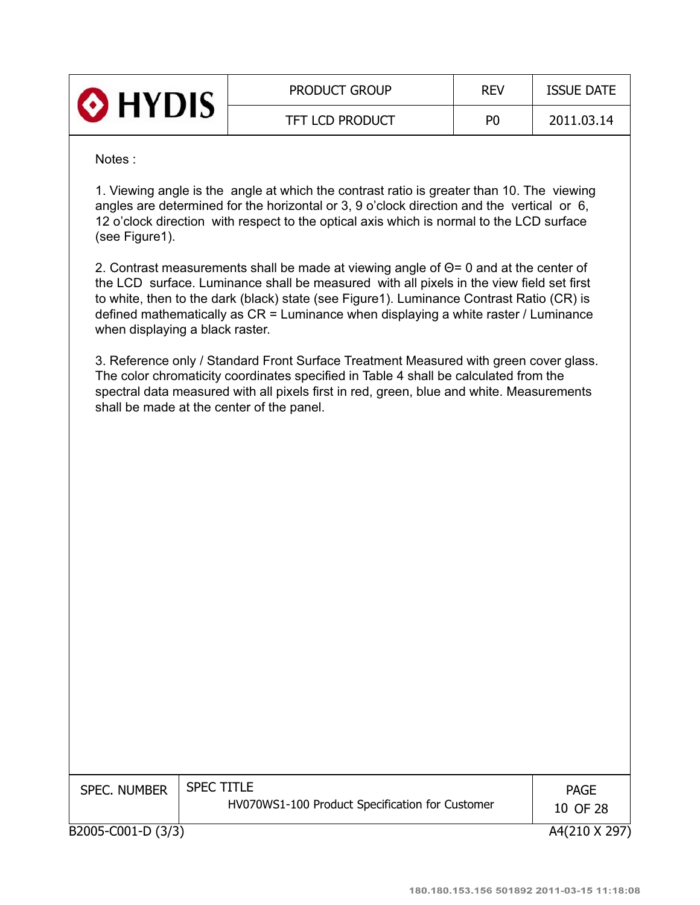Notes :

1. Viewing angle is the angle at which the contrast ratio is greater than 10. The viewing angles are determined for the horizontal or 3, 9 o'clock direction and the vertical or 6, 12 o'clock direction with respect to the optical axis which is normal to the LCD surface (see Figure1).

2. Contrast measurements shall be made at viewing angle of Θ= 0 and at the center of the LCD surface. Luminance shall be measured with all pixels in the view field set first to white, then to the dark (black) state (see Figure1). Luminance Contrast Ratio (CR) is defined mathematically as CR = Luminance when displaying a white raster / Luminance when displaying a black raster.

3. Reference only / Standard Front Surface Treatment Measured with green cover glass. The color chromaticity coordinates specified in Table 4 shall be calculated from the spectral data measured with all pixels first in red, green, blue and white. Measurements shall be made at the center of the panel.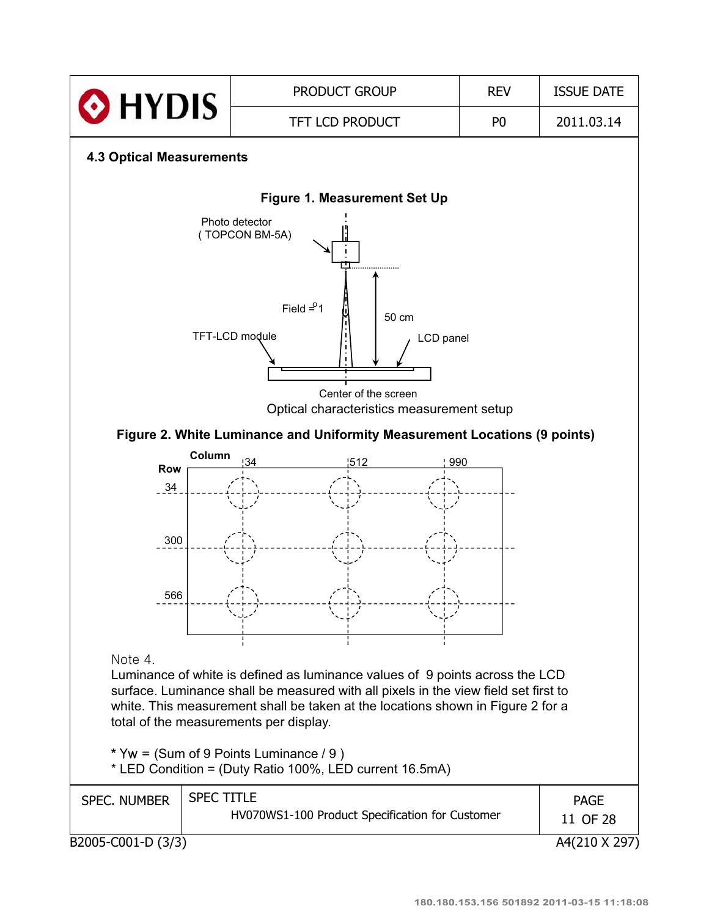### 4.3 Optical Measurements

**Figure 1. Measurement Set Up**

Photo detector
( TOPCON BM-5A)

Field = 1°

50 cm

TFT-LCD module

LCD panel

Center of the screen

Optical characteristics measurement setup

**Figure 2. White Luminance and Uniformity Measurement Locations (9 points)**

| Row \ Column | 34 | 512 | 990 |
|---|---|---|---|
| 34 | ○ | ○ | ○ |
| 300 | ○ | ○ | ○ |
| 566 | ○ | ○ | ○ |

Note 4.
Luminance of white is defined as luminance values of 9 points across the LCD surface. Luminance shall be measured with all pixels in the view field set first to white. This measurement shall be taken at the locations shown in Figure 2 for a total of the measurements per display.

* Yw = (Sum of 9 Points Luminance / 9 )
* LED Condition = (Duty Ratio 100%, LED current 16.5mA)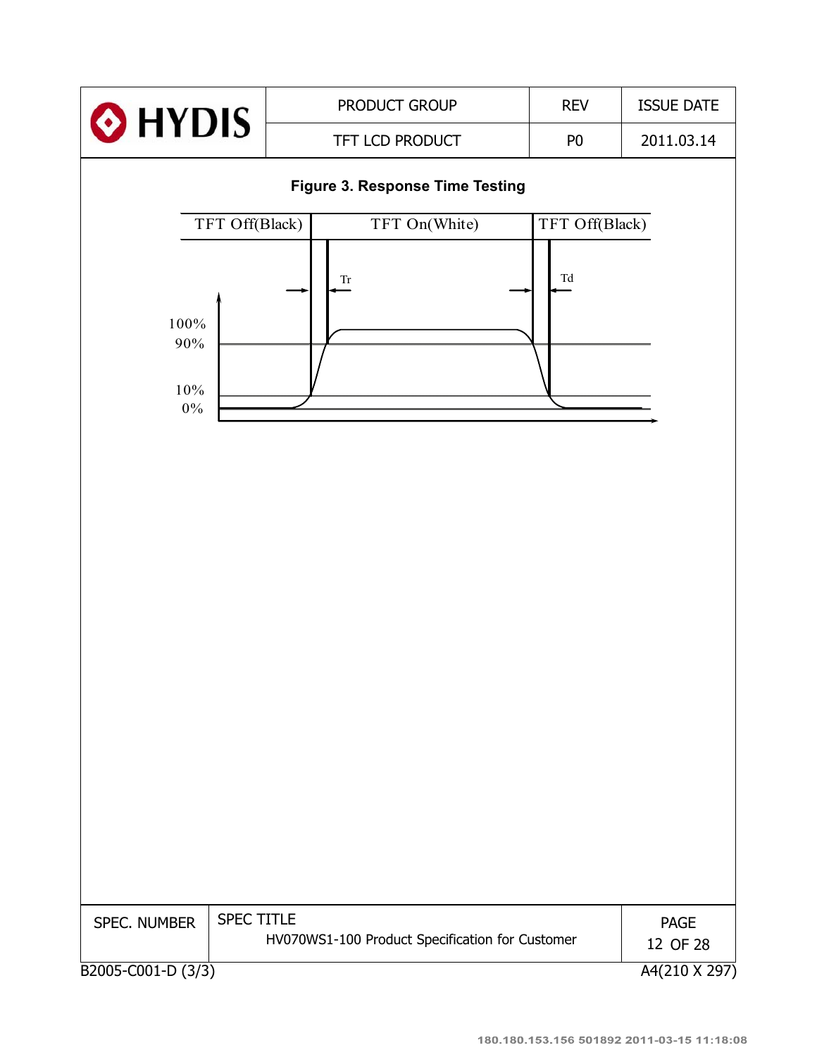**Figure 3. Response Time Testing**

| TFT Off(Black) | TFT On(White) | TFT Off(Black) |
|---|---|---|

Tr

Td

100%

90%

10%

0%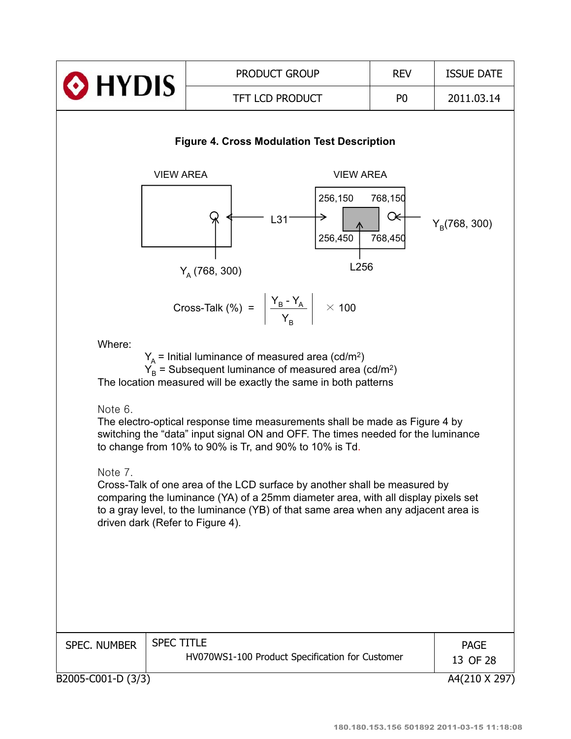**Figure 4. Cross Modulation Test Description**

VIEW AREA

$Y_A$ (768, 300)

L31

VIEW AREA

256,150 768,150

256,450 768,450

L256

$Y_B$(768, 300)

$$\text{Cross-Talk (\%)} = \left| \frac{Y_B - Y_A}{Y_B} \right| \times 100$$

Where:

$Y_A$ = Initial luminance of measured area (cd/m$^2$)
$Y_B$ = Subsequent luminance of measured area (cd/m$^2$)
The location measured will be exactly the same in both patterns

Note 6.
The electro-optical response time measurements shall be made as Figure 4 by switching the "data" input signal ON and OFF. The times needed for the luminance to change from 10% to 90% is Tr, and 90% to 10% is Td.

Note 7.
Cross-Talk of one area of the LCD surface by another shall be measured by comparing the luminance (YA) of a 25mm diameter area, with all display pixels set to a gray level, to the luminance (YB) of that same area when any adjacent area is driven dark (Refer to Figure 4).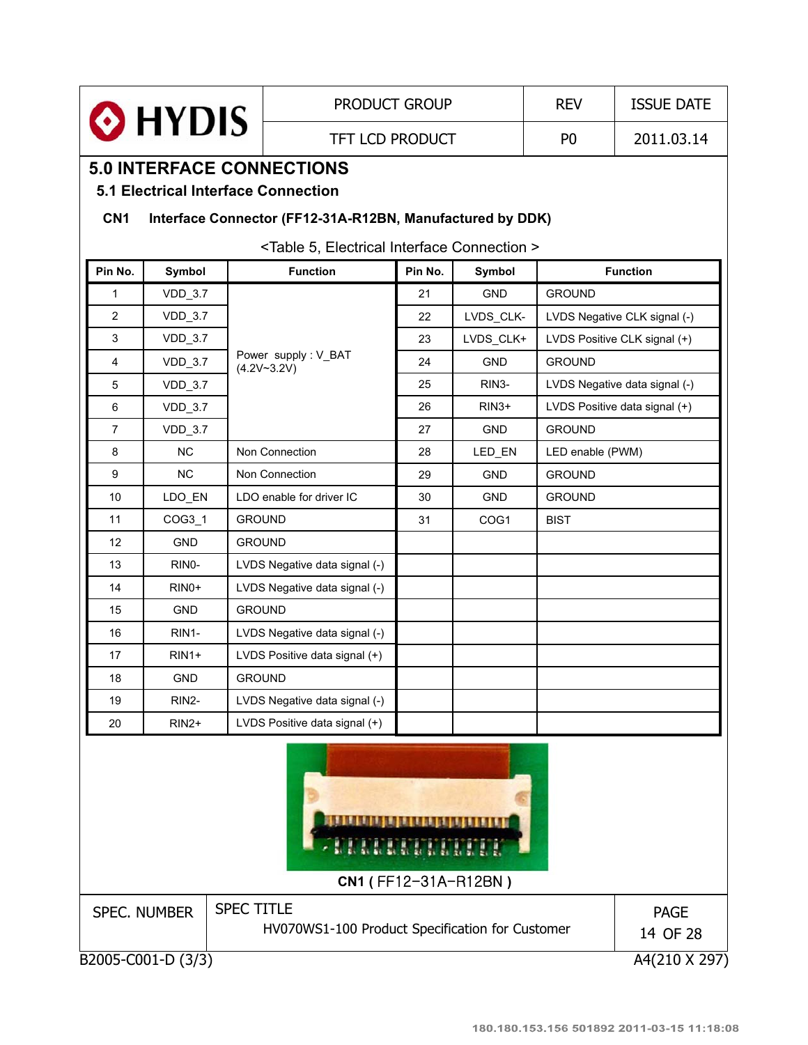# 5.0 INTERFACE CONNECTIONS

## 5.1 Electrical Interface Connection

**CN1 Interface Connector (FF12-31A-R12BN, Manufactured by DDK)**

<Table 5, Electrical Interface Connection >

| Pin No. | Symbol | Function | Pin No. | Symbol | Function |
|---|---|---|---|---|---|
| 1 | VDD_3.7 | Power supply : V_BAT (4.2V~3.2V) | 21 | GND | GROUND |
| 2 | VDD_3.7 | | 22 | LVDS_CLK- | LVDS Negative CLK signal (-) |
| 3 | VDD_3.7 | | 23 | LVDS_CLK+ | LVDS Positive CLK signal (+) |
| 4 | VDD_3.7 | | 24 | GND | GROUND |
| 5 | VDD_3.7 | | 25 | RIN3- | LVDS Negative data signal (-) |
| 6 | VDD_3.7 | | 26 | RIN3+ | LVDS Positive data signal (+) |
| 7 | VDD_3.7 | | 27 | GND | GROUND |
| 8 | NC | Non Connection | 28 | LED_EN | LED enable (PWM) |
| 9 | NC | Non Connection | 29 | GND | GROUND |
| 10 | LDO_EN | LDO enable for driver IC | 30 | GND | GROUND |
| 11 | COG3_1 | GROUND | 31 | COG1 | BIST |
| 12 | GND | GROUND | | | |
| 13 | RIN0- | LVDS Negative data signal (-) | | | |
| 14 | RIN0+ | LVDS Negative data signal (-) | | | |
| 15 | GND | GROUND | | | |
| 16 | RIN1- | LVDS Negative data signal (-) | | | |
| 17 | RIN1+ | LVDS Positive data signal (+) | | | |
| 18 | GND | GROUND | | | |
| 19 | RIN2- | LVDS Negative data signal (-) | | | |
| 20 | RIN2+ | LVDS Positive data signal (+) | | | |

**CN1** ( FF12-31A-R12BN )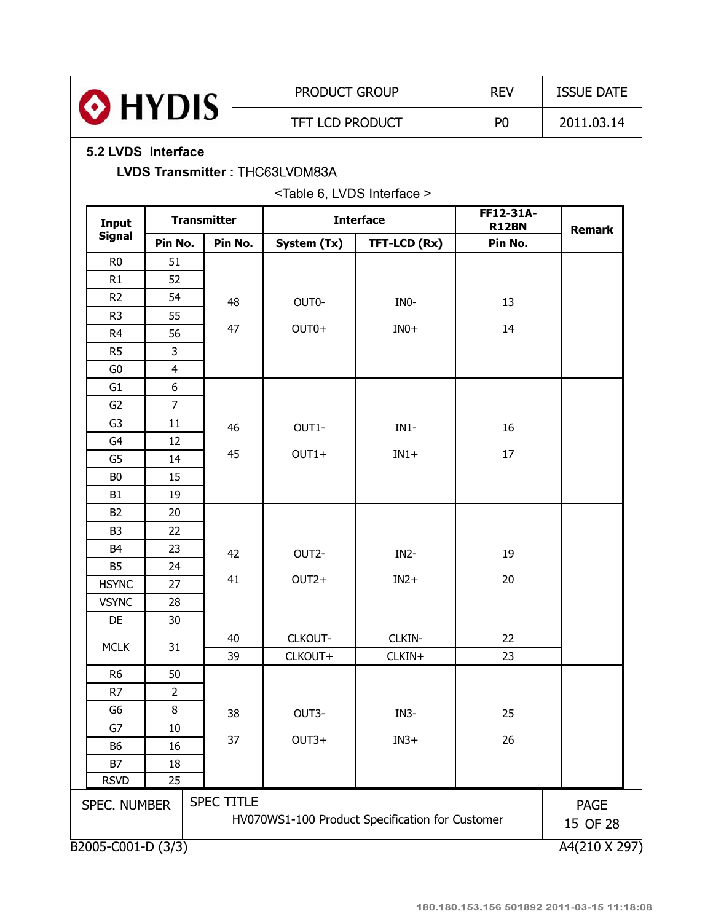## 5.2 LVDS Interface

**LVDS Transmitter :** THC63LVDM83A

<Table 6, LVDS Interface >

| Input Signal | Transmitter | | Interface | | FF12-31A-R12BN | Remark |
|---|---|---|---|---|---|---|
| | Pin No. | Pin No. | System (Tx) | TFT-LCD (Rx) | Pin No. | |
| R0 | 51 | 48<br>47 | OUT0-<br>OUT0+ | IN0-<br>IN0+ | 13<br>14 | |
| R1 | 52 | | | | | |
| R2 | 54 | | | | | |
| R3 | 55 | | | | | |
| R4 | 56 | | | | | |
| R5 | 3 | | | | | |
| G0 | 4 | | | | | |
| G1 | 6 | 46<br>45 | OUT1-<br>OUT1+ | IN1-<br>IN1+ | 16<br>17 | |
| G2 | 7 | | | | | |
| G3 | 11 | | | | | |
| G4 | 12 | | | | | |
| G5 | 14 | | | | | |
| B0 | 15 | | | | | |
| B1 | 19 | | | | | |
| B2 | 20 | 42<br>41 | OUT2-<br>OUT2+ | IN2-<br>IN2+ | 19<br>20 | |
| B3 | 22 | | | | | |
| B4 | 23 | | | | | |
| B5 | 24 | | | | | |
| HSYNC | 27 | | | | | |
| VSYNC | 28 | | | | | |
| DE | 30 | | | | | |
| MCLK | 31 | 40 | CLKOUT- | CLKIN- | 22 | |
| | | 39 | CLKOUT+ | CLKIN+ | 23 | |
| R6 | 50 | 38<br>37 | OUT3-<br>OUT3+ | IN3-<br>IN3+ | 25<br>26 | |
| R7 | 2 | | | | | |
| G6 | 8 | | | | | |
| G7 | 10 | | | | | |
| B6 | 16 | | | | | |
| B7 | 18 | | | | | |
| RSVD | 25 | | | | | |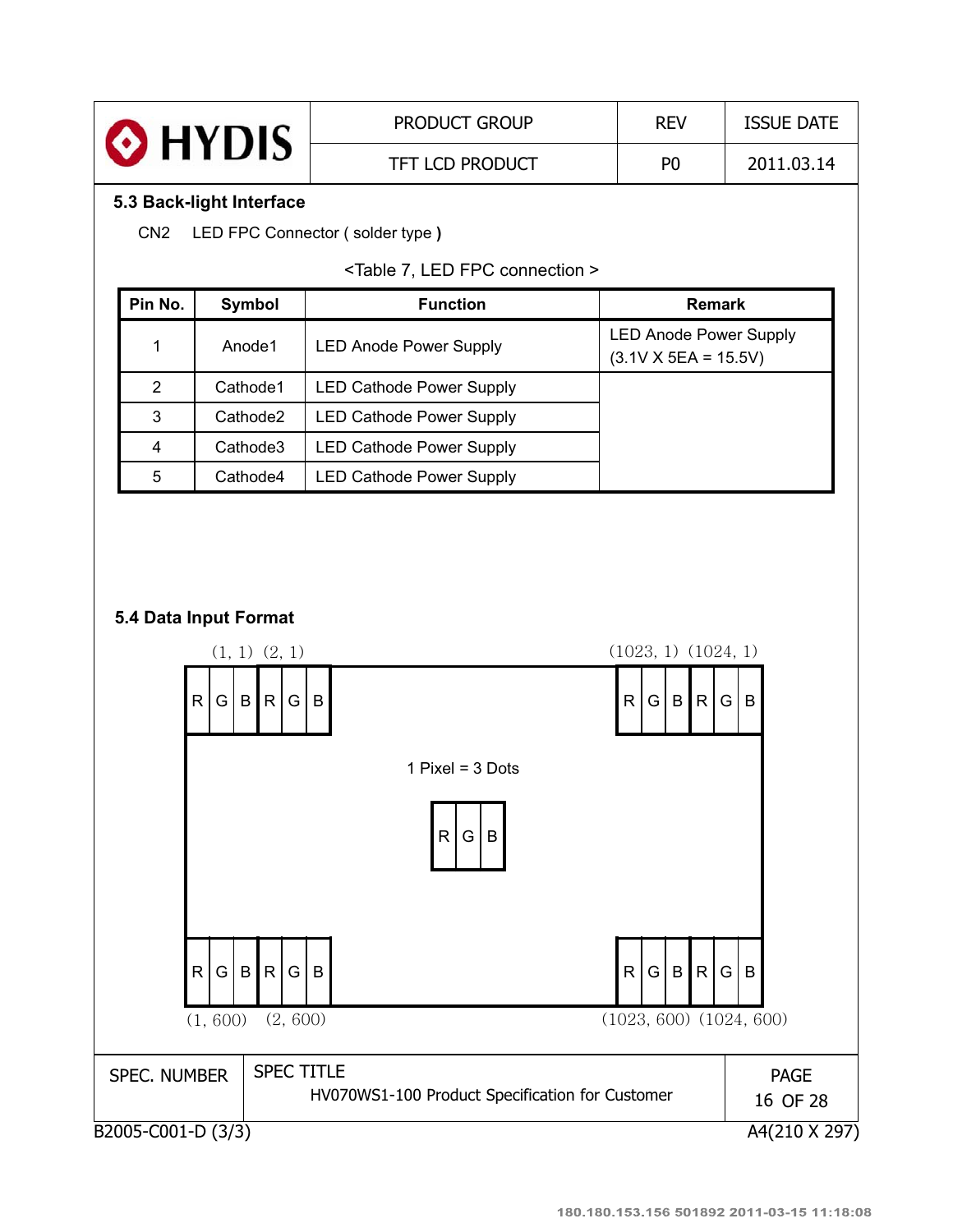### 5.3 Back-light Interface

CN2 LED FPC Connector ( solder type )

<Table 7, LED FPC connection >

| Pin No. | Symbol | Function | Remark |
|---|---|---|---|
| 1 | Anode1 | LED Anode Power Supply | LED Anode Power Supply (3.1V X 5EA = 15.5V) |
| 2 | Cathode1 | LED Cathode Power Supply | |
| 3 | Cathode2 | LED Cathode Power Supply | |
| 4 | Cathode3 | LED Cathode Power Supply | |
| 5 | Cathode4 | LED Cathode Power Supply | |

### 5.4 Data Input Format

(1, 1) (2, 1) (1023, 1) (1024, 1)

R G B R G B ... R G B R G B

1 Pixel = 3 Dots

R G B

R G B R G B ... R G B R G B

(1, 600) (2, 600) (1023, 600) (1024, 600)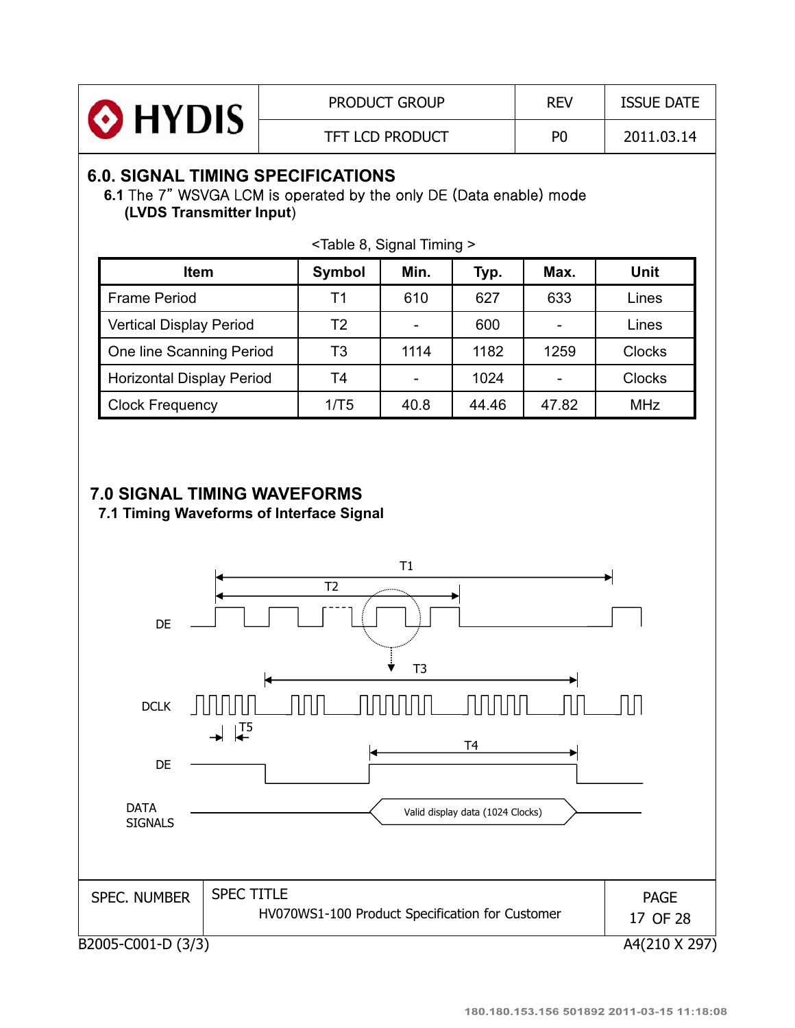## 6.0. SIGNAL TIMING SPECIFICATIONS

**6.1** The 7" WSVGA LCM is operated by the only DE (Data enable) mode
**(LVDS Transmitter Input)**

<Table 8, Signal Timing >

| Item | Symbol | Min. | Typ. | Max. | Unit |
|---|---|---|---|---|---|
| Frame Period | T1 | 610 | 627 | 633 | Lines |
| Vertical Display Period | T2 | - | 600 | - | Lines |
| One line Scanning Period | T3 | 1114 | 1182 | 1259 | Clocks |
| Horizontal Display Period | T4 | - | 1024 | - | Clocks |
| Clock Frequency | 1/T5 | 40.8 | 44.46 | 47.82 | MHz |

## 7.0 SIGNAL TIMING WAVEFORMS

### 7.1 Timing Waveforms of Interface Signal

T1

T2

DE

T3

DCLK

T5

T4

DE

DATA SIGNALS

Valid display data (1024 Clocks)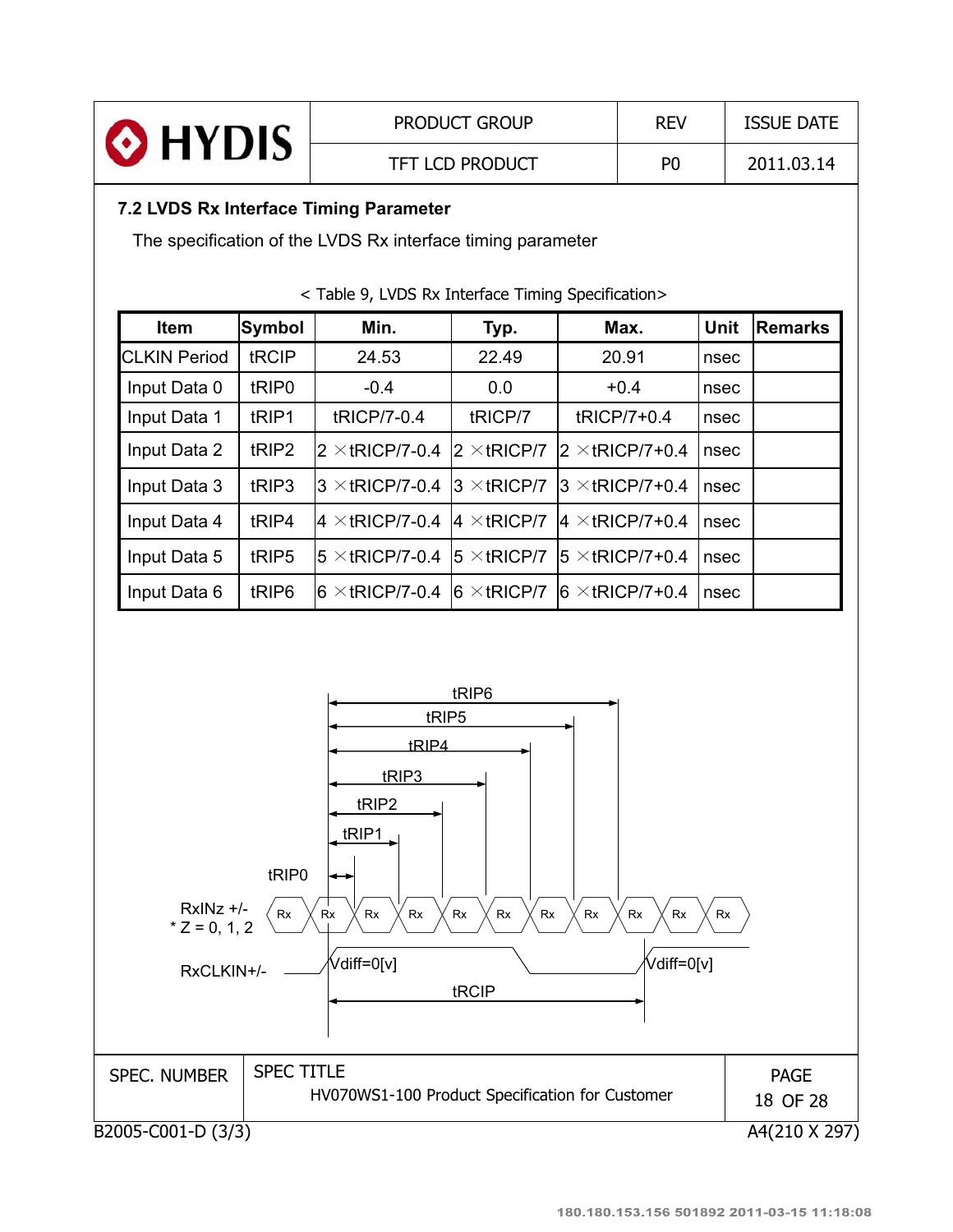### 7.2 LVDS Rx Interface Timing Parameter

The specification of the LVDS Rx interface timing parameter

< Table 9, LVDS Rx Interface Timing Specification>

| Item | Symbol | Min. | Typ. | Max. | Unit | Remarks |
|---|---|---|---|---|---|---|
| CLKIN Period | tRCIP | 24.53 | 22.49 | 20.91 | nsec | |
| Input Data 0 | tRIP0 | -0.4 | 0.0 | +0.4 | nsec | |
| Input Data 1 | tRIP1 | tRICP/7-0.4 | tRICP/7 | tRICP/7+0.4 | nsec | |
| Input Data 2 | tRIP2 | 2 ×tRICP/7-0.4 | 2 ×tRICP/7 | 2 ×tRICP/7+0.4 | nsec | |
| Input Data 3 | tRIP3 | 3 ×tRICP/7-0.4 | 3 ×tRICP/7 | 3 ×tRICP/7+0.4 | nsec | |
| Input Data 4 | tRIP4 | 4 ×tRICP/7-0.4 | 4 ×tRICP/7 | 4 ×tRICP/7+0.4 | nsec | |
| Input Data 5 | tRIP5 | 5 ×tRICP/7-0.4 | 5 ×tRICP/7 | 5 ×tRICP/7+0.4 | nsec | |
| Input Data 6 | tRIP6 | 6 ×tRICP/7-0.4 | 6 ×tRICP/7 | 6 ×tRICP/7+0.4 | nsec | |

tRIP6
tRIP5
tRIP4
tRIP3
tRIP2
tRIP1
tRIP0

RxINz +/-
* Z = 0, 1, 2

Rx Rx Rx Rx Rx Rx Rx Rx Rx Rx Rx

RxCLKIN+/-

Vdiff=0[v]   Vdiff=0[v]

tRCIP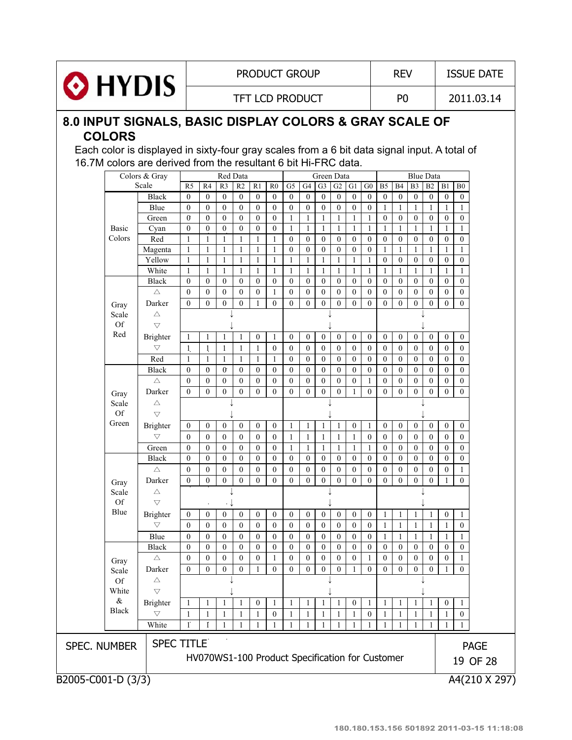# 8.0 INPUT SIGNALS, BASIC DISPLAY COLORS & GRAY SCALE OF COLORS

Each color is displayed in sixty-four gray scales from a 6 bit data signal input. A total of 16.7M colors are derived from the resultant 6 bit Hi-FRC data.

| Colors & Gray Scale | | Red Data | | | | | | Green Data | | | | | | Blue Data | | | | | |
|---|---|---|---|---|---|---|---|---|---|---|---|---|---|---|---|---|---|---|---|
| | | R5 | R4 | R3 | R2 | R1 | R0 | G5 | G4 | G3 | G2 | G1 | G0 | B5 | B4 | B3 | B2 | B1 | B0 |
| Basic Colors | Black | 0 | 0 | 0 | 0 | 0 | 0 | 0 | 0 | 0 | 0 | 0 | 0 | 0 | 0 | 0 | 0 | 0 | 0 |
| | Blue | 0 | 0 | 0 | 0 | 0 | 0 | 0 | 0 | 0 | 0 | 0 | 0 | 1 | 1 | 1 | 1 | 1 | 1 |
| | Green | 0 | 0 | 0 | 0 | 0 | 0 | 1 | 1 | 1 | 1 | 1 | 1 | 0 | 0 | 0 | 0 | 0 | 0 |
| | Cyan | 0 | 0 | 0 | 0 | 0 | 0 | 1 | 1 | 1 | 1 | 1 | 1 | 1 | 1 | 1 | 1 | 1 | 1 |
| | Red | 1 | 1 | 1 | 1 | 1 | 1 | 0 | 0 | 0 | 0 | 0 | 0 | 0 | 0 | 0 | 0 | 0 | 0 |
| | Magenta | 1 | 1 | 1 | 1 | 1 | 1 | 0 | 0 | 0 | 0 | 0 | 0 | 1 | 1 | 1 | 1 | 1 | 1 |
| | Yellow | 1 | 1 | 1 | 1 | 1 | 1 | 1 | 1 | 1 | 1 | 1 | 1 | 0 | 0 | 0 | 0 | 0 | 0 |
| | White | 1 | 1 | 1 | 1 | 1 | 1 | 1 | 1 | 1 | 1 | 1 | 1 | 1 | 1 | 1 | 1 | 1 | 1 |
| Gray Scale Of Red | Black | 0 | 0 | 0 | 0 | 0 | 0 | 0 | 0 | 0 | 0 | 0 | 0 | 0 | 0 | 0 | 0 | 0 | 0 |
| | △ | 0 | 0 | 0 | 0 | 0 | 1 | 0 | 0 | 0 | 0 | 0 | 0 | 0 | 0 | 0 | 0 | 0 | 0 |
| | Darker | 0 | 0 | 0 | 0 | 1 | 0 | 0 | 0 | 0 | 0 | 0 | 0 | 0 | 0 | 0 | 0 | 0 | 0 |
| | △ | ↓ | | | | | | ↓ | | | | | | ↓ | | | | | |
| | ▽ | ↓ | | | | | | ↓ | | | | | | ↓ | | | | | |
| | Brighter | 1 | 1 | 1 | 1 | 0 | 1 | 0 | 0 | 0 | 0 | 0 | 0 | 0 | 0 | 0 | 0 | 0 | 0 |
| | ▽ | 1 | 1 | 1 | 1 | 1 | 0 | 0 | 0 | 0 | 0 | 0 | 0 | 0 | 0 | 0 | 0 | 0 | 0 |
| | Red | 1 | 1 | 1 | 1 | 1 | 1 | 0 | 0 | 0 | 0 | 0 | 0 | 0 | 0 | 0 | 0 | 0 | 0 |
| Gray Scale Of Green | Black | 0 | 0 | 0 | 0 | 0 | 0 | 0 | 0 | 0 | 0 | 0 | 0 | 0 | 0 | 0 | 0 | 0 | 0 |
| | △ | 0 | 0 | 0 | 0 | 0 | 0 | 0 | 0 | 0 | 0 | 0 | 1 | 0 | 0 | 0 | 0 | 0 | 0 |
| | Darker | 0 | 0 | 0 | 0 | 0 | 0 | 0 | 0 | 0 | 0 | 1 | 0 | 0 | 0 | 0 | 0 | 0 | 0 |
| | △ | ↓ | | | | | | ↓ | | | | | | ↓ | | | | | |
| | ▽ | ↓ | | | | | | ↓ | | | | | | ↓ | | | | | |
| | Brighter | 0 | 0 | 0 | 0 | 0 | 0 | 1 | 1 | 1 | 1 | 0 | 1 | 0 | 0 | 0 | 0 | 0 | 0 |
| | ▽ | 0 | 0 | 0 | 0 | 0 | 0 | 1 | 1 | 1 | 1 | 1 | 0 | 0 | 0 | 0 | 0 | 0 | 0 |
| | Green | 0 | 0 | 0 | 0 | 0 | 0 | 1 | 1 | 1 | 1 | 1 | 1 | 0 | 0 | 0 | 0 | 0 | 0 |
| Gray Scale Of Blue | Black | 0 | 0 | 0 | 0 | 0 | 0 | 0 | 0 | 0 | 0 | 0 | 0 | 0 | 0 | 0 | 0 | 0 | 0 |
| | △ | 0 | 0 | 0 | 0 | 0 | 0 | 0 | 0 | 0 | 0 | 0 | 0 | 0 | 0 | 0 | 0 | 0 | 1 |
| | Darker | 0 | 0 | 0 | 0 | 0 | 0 | 0 | 0 | 0 | 0 | 0 | 0 | 0 | 0 | 0 | 0 | 1 | 0 |
| | △ | ↓ | | | | | | ↓ | | | | | | ↓ | | | | | |
| | ▽ | ↓ | | | | | | ↓ | | | | | | ↓ | | | | | |
| | Brighter | 0 | 0 | 0 | 0 | 0 | 0 | 0 | 0 | 0 | 0 | 0 | 0 | 1 | 1 | 1 | 1 | 0 | 1 |
| | ▽ | 0 | 0 | 0 | 0 | 0 | 0 | 0 | 0 | 0 | 0 | 0 | 0 | 1 | 1 | 1 | 1 | 1 | 0 |
| | Blue | 0 | 0 | 0 | 0 | 0 | 0 | 0 | 0 | 0 | 0 | 0 | 0 | 1 | 1 | 1 | 1 | 1 | 1 |
| Gray Scale Of White & Black | Black | 0 | 0 | 0 | 0 | 0 | 0 | 0 | 0 | 0 | 0 | 0 | 0 | 0 | 0 | 0 | 0 | 0 | 0 |
| | △ | 0 | 0 | 0 | 0 | 0 | 1 | 0 | 0 | 0 | 0 | 0 | 1 | 0 | 0 | 0 | 0 | 0 | 1 |
| | Darker | 0 | 0 | 0 | 0 | 1 | 0 | 0 | 0 | 0 | 0 | 1 | 0 | 0 | 0 | 0 | 0 | 1 | 0 |
| | △ | ↓ | | | | | | ↓ | | | | | | ↓ | | | | | |
| | ▽ | ↓ | | | | | | ↓ | | | | | | ↓ | | | | | |
| | Brighter | 1 | 1 | 1 | 1 | 0 | 1 | 1 | 1 | 1 | 1 | 0 | 1 | 1 | 1 | 1 | 1 | 0 | 1 |
| | ▽ | 1 | 1 | 1 | 1 | 1 | 0 | 1 | 1 | 1 | 1 | 1 | 0 | 1 | 1 | 1 | 1 | 1 | 0 |
| | White | 1 | 1 | 1 | 1 | 1 | 1 | 1 | 1 | 1 | 1 | 1 | 1 | 1 | 1 | 1 | 1 | 1 | 1 |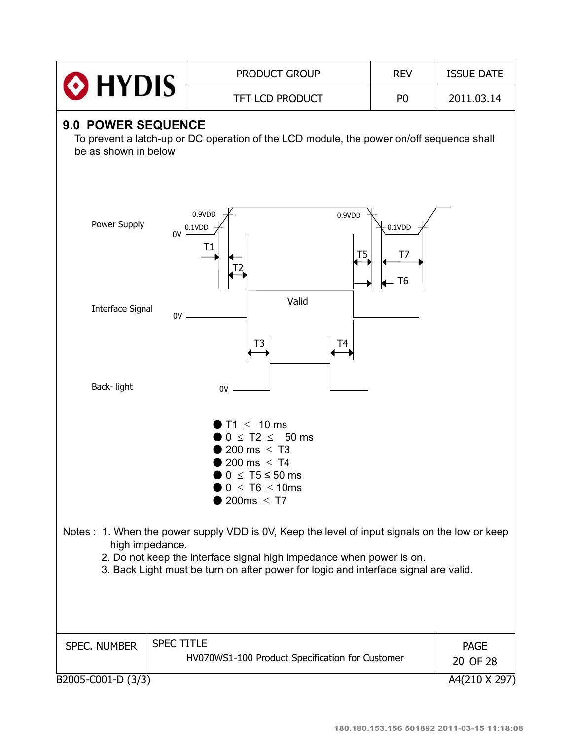## 9.0 POWER SEQUENCE

To prevent a latch-up or DC operation of the LCD module, the power on/off sequence shall be as shown in below

Power Supply — 0.9VDD, 0.1VDD, 0V, T1, T2, T5, T7, T6

Interface Signal — 0V, Valid, T3, T4

Back- light — 0V

- T1 ≤ 10 ms
- 0 ≤ T2 ≤ 50 ms
- 200 ms ≤ T3
- 200 ms ≤ T4
- 0 ≤ T5 ≤ 50 ms
- 0 ≤ T6 ≤ 10ms
- 200ms ≤ T7

Notes :
1. When the power supply VDD is 0V, Keep the level of input signals on the low or keep high impedance.
2. Do not keep the interface signal high impedance when power is on.
3. Back Light must be turn on after power for logic and interface signal are valid.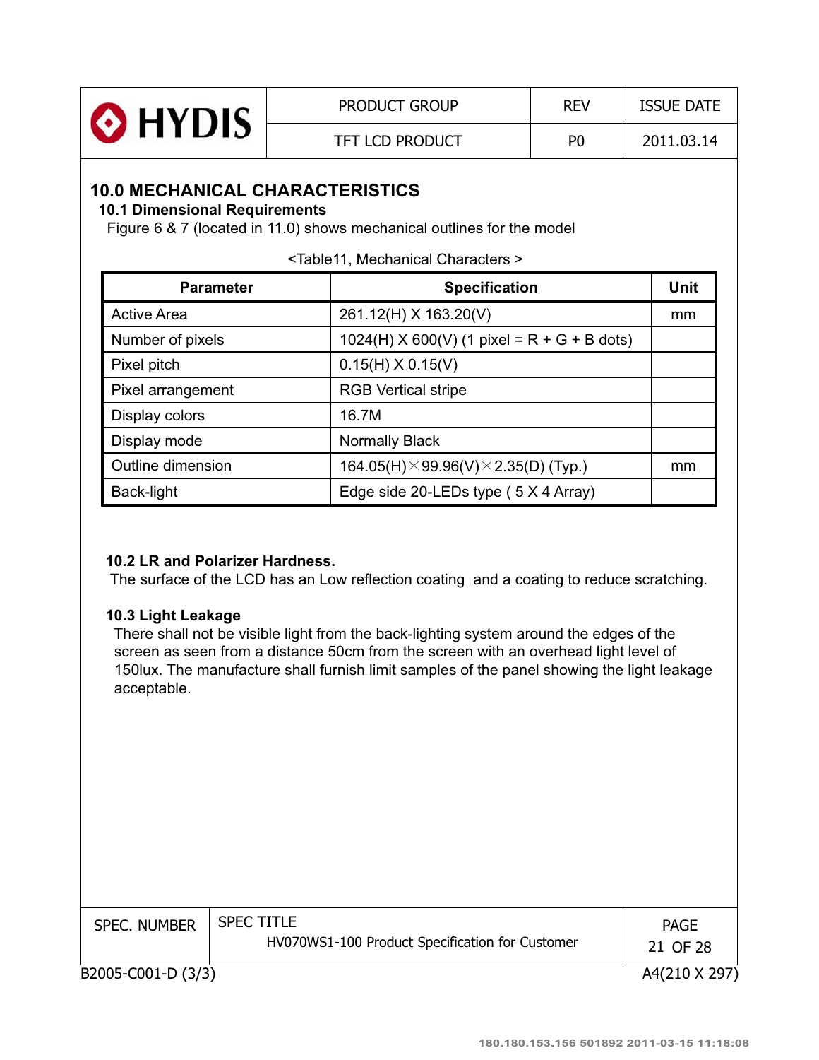# 10.0 MECHANICAL CHARACTERISTICS

## 10.1 Dimensional Requirements

Figure 6 & 7 (located in 11.0) shows mechanical outlines for the model

<Table11, Mechanical Characters >

| Parameter | Specification | Unit |
|---|---|---|
| Active Area | 261.12(H) X 163.20(V) | mm |
| Number of pixels | 1024(H) X 600(V) (1 pixel = R + G + B dots) | |
| Pixel pitch | 0.15(H) X 0.15(V) | |
| Pixel arrangement | RGB Vertical stripe | |
| Display colors | 16.7M | |
| Display mode | Normally Black | |
| Outline dimension | 164.05(H)×99.96(V)×2.35(D) (Typ.) | mm |
| Back-light | Edge side 20-LEDs type ( 5 X 4 Array) | |

## 10.2 LR and Polarizer Hardness.

The surface of the LCD has an Low reflection coating and a coating to reduce scratching.

## 10.3 Light Leakage

There shall not be visible light from the back-lighting system around the edges of the screen as seen from a distance 50cm from the screen with an overhead light level of 150lux. The manufacture shall furnish limit samples of the panel showing the light leakage acceptable.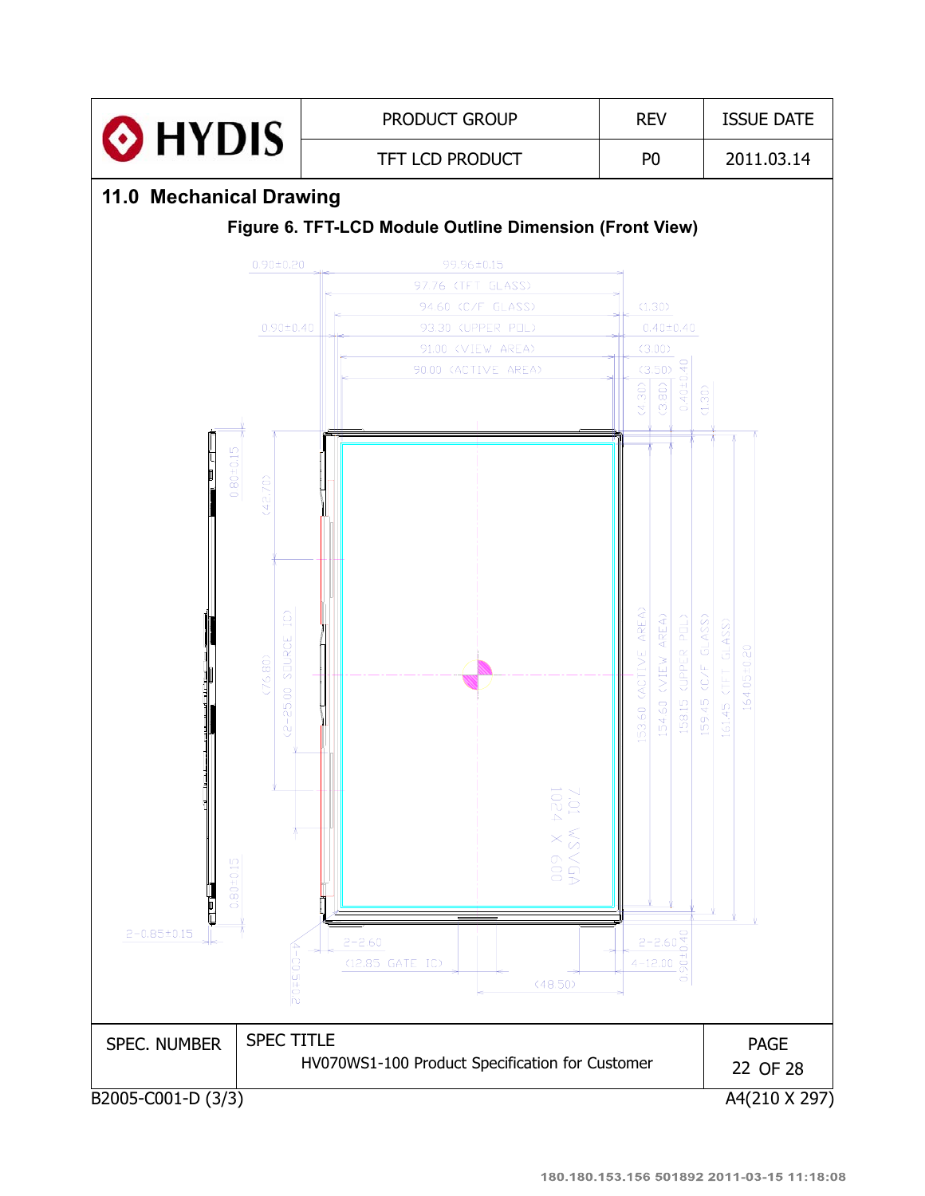## 11.0 Mechanical Drawing

**Figure 6. TFT-LCD Module Outline Dimension (Front View)**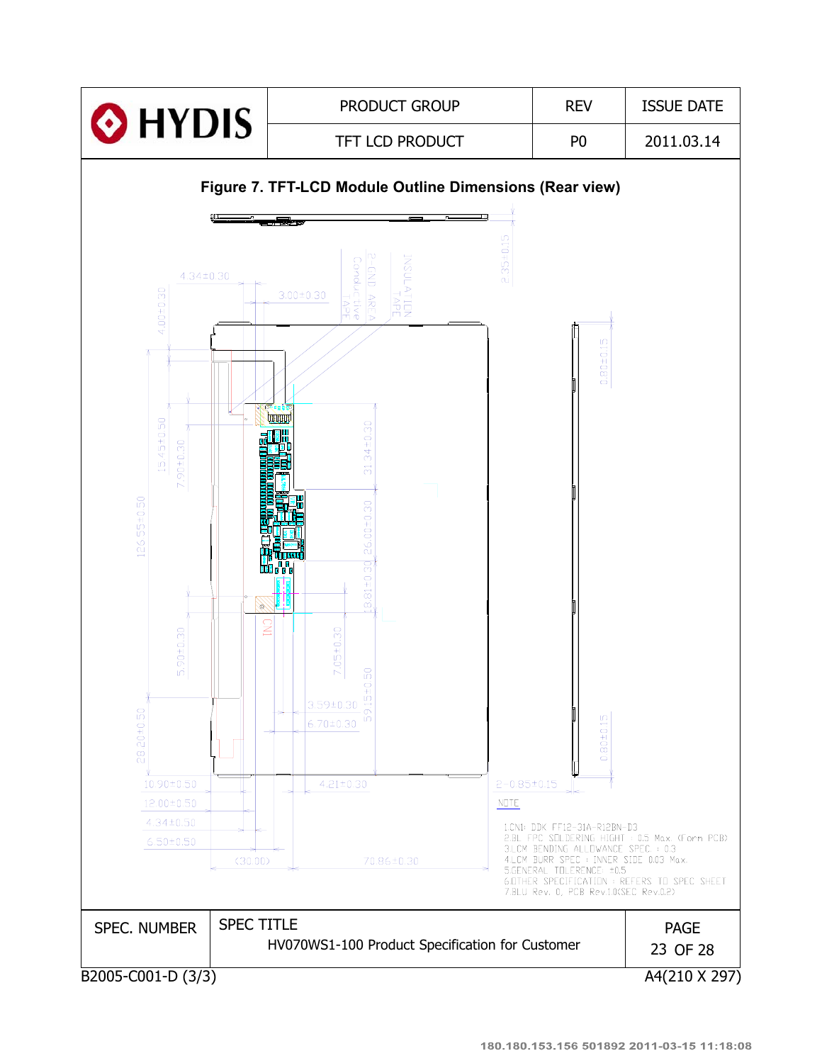# Figure 7. TFT-LCD Module Outline Dimensions (Rear view)

NOTE

1. CN1: DDK FF12-31A-R12BN-D3
2. BL FPC SOLDERING HIGHT : 0.5 Max. (Form PCB)
3. LCM BENDING ALLOWANCE SPEC : 0.3
4. LCM BURR SPEC : INNER SIDE 0.03 Max.
5. GENERAL TOLERENCE: ±0.5
6. OTHER SPECIFICATION : REFERS TO SPEC SHEET
7. BLU Rev. 0, PCB Rev.1.0(SEC Rev.0.2)

| SPEC. NUMBER | SPEC TITLE |
|---|---|
| | HV070WS1-100 Product Specification for Customer |

B2005-C001-D (3/3) A4(210 X 297)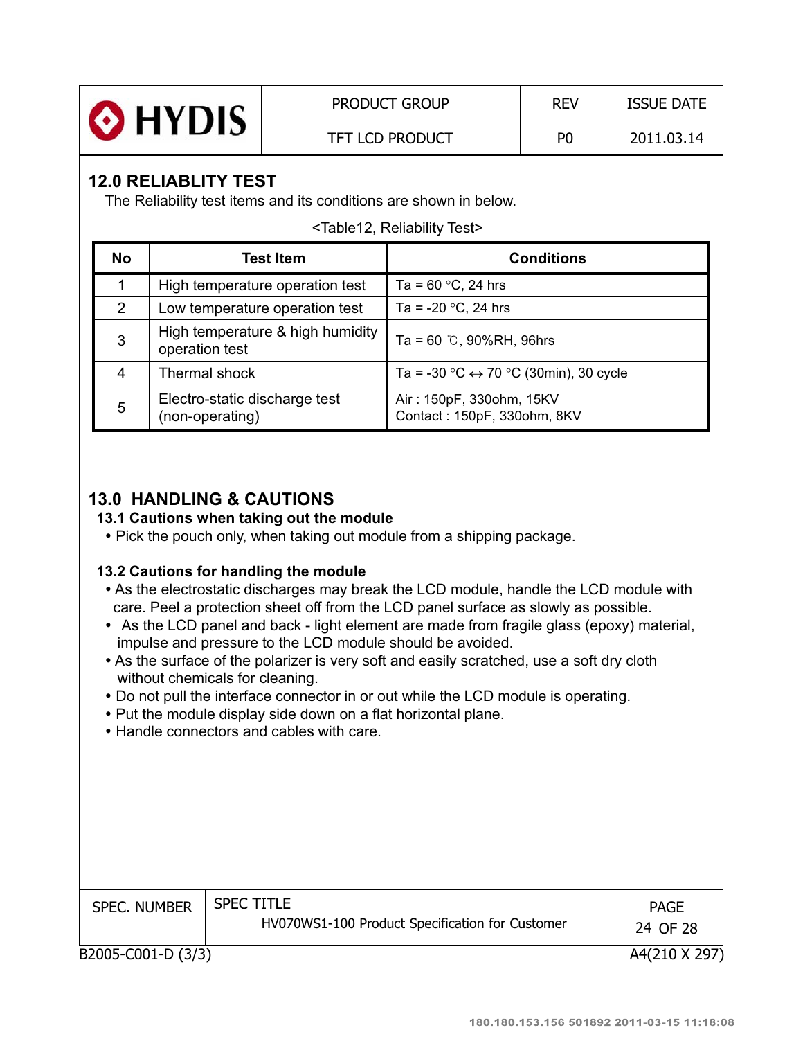## 12.0 RELIABLITY TEST

The Reliability test items and its conditions are shown in below.

<Table12, Reliability Test>

| No | Test Item | Conditions |
|---|---|---|
| 1 | High temperature operation test | Ta = 60 °C, 24 hrs |
| 2 | Low temperature operation test | Ta = -20 °C, 24 hrs |
| 3 | High temperature & high humidity operation test | Ta = 60 ℃, 90%RH, 96hrs |
| 4 | Thermal shock | Ta = -30 °C ↔ 70 °C (30min), 30 cycle |
| 5 | Electro-static discharge test (non-operating) | Air : 150pF, 330ohm, 15KV<br>Contact : 150pF, 330ohm, 8KV |

## 13.0 HANDLING & CAUTIONS

### 13.1 Cautions when taking out the module

- Pick the pouch only, when taking out module from a shipping package.

### 13.2 Cautions for handling the module

- As the electrostatic discharges may break the LCD module, handle the LCD module with care. Peel a protection sheet off from the LCD panel surface as slowly as possible.
- As the LCD panel and back - light element are made from fragile glass (epoxy) material, impulse and pressure to the LCD module should be avoided.
- As the surface of the polarizer is very soft and easily scratched, use a soft dry cloth without chemicals for cleaning.
- Do not pull the interface connector in or out while the LCD module is operating.
- Put the module display side down on a flat horizontal plane.
- Handle connectors and cables with care.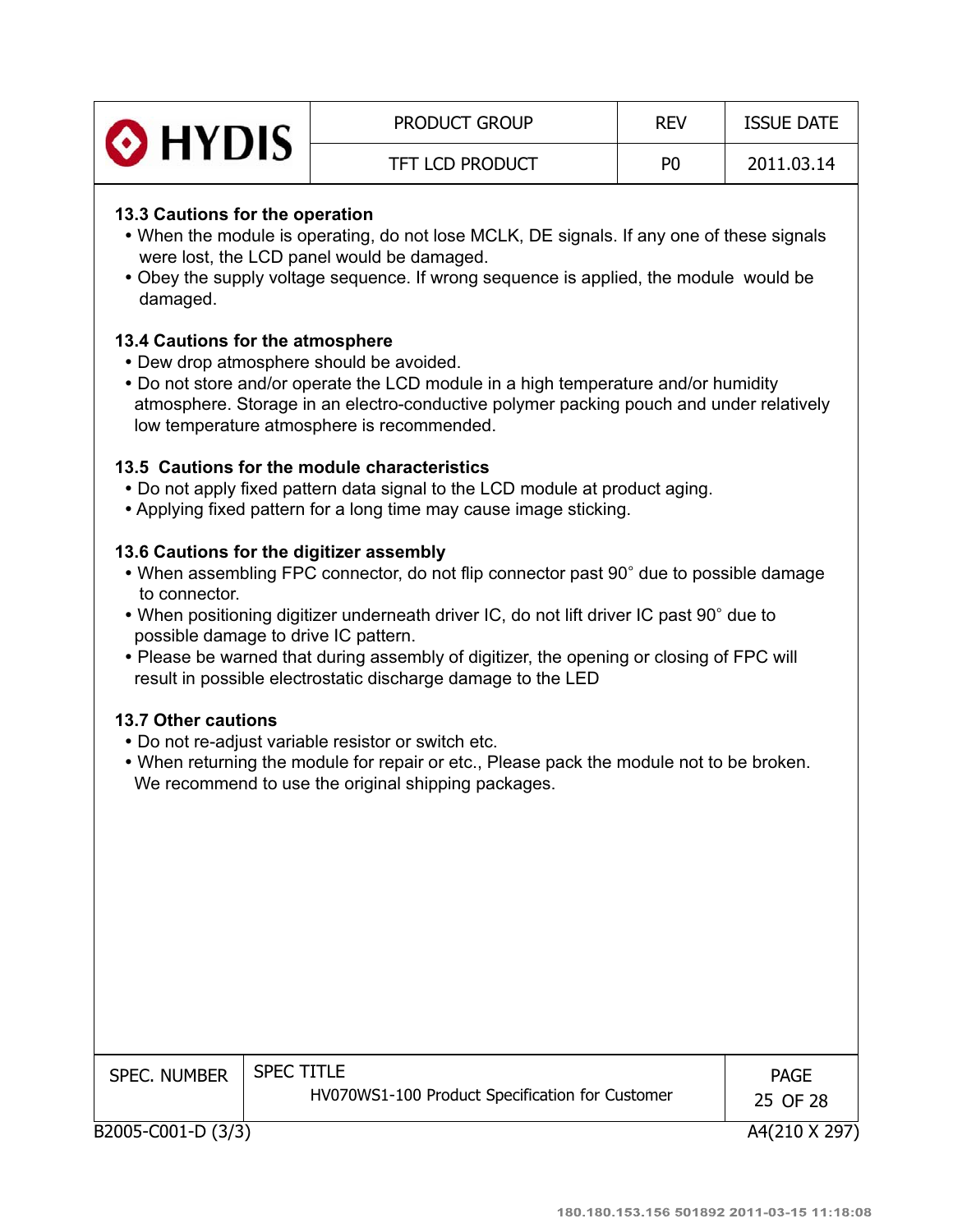### 13.3 Cautions for the operation

- When the module is operating, do not lose MCLK, DE signals. If any one of these signals were lost, the LCD panel would be damaged.
- Obey the supply voltage sequence. If wrong sequence is applied, the module would be damaged.

### 13.4 Cautions for the atmosphere

- Dew drop atmosphere should be avoided.
- Do not store and/or operate the LCD module in a high temperature and/or humidity atmosphere. Storage in an electro-conductive polymer packing pouch and under relatively low temperature atmosphere is recommended.

### 13.5 Cautions for the module characteristics

- Do not apply fixed pattern data signal to the LCD module at product aging.
- Applying fixed pattern for a long time may cause image sticking.

### 13.6 Cautions for the digitizer assembly

- When assembling FPC connector, do not flip connector past 90° due to possible damage to connector.
- When positioning digitizer underneath driver IC, do not lift driver IC past 90° due to possible damage to drive IC pattern.
- Please be warned that during assembly of digitizer, the opening or closing of FPC will result in possible electrostatic discharge damage to the LED

### 13.7 Other cautions

- Do not re-adjust variable resistor or switch etc.
- When returning the module for repair or etc., Please pack the module not to be broken. We recommend to use the original shipping packages.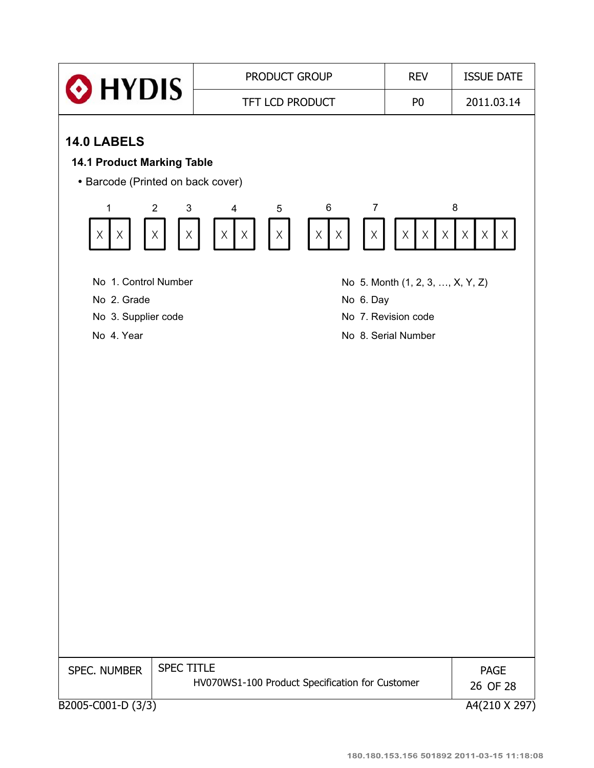## 14.0 LABELS

### 14.1 Product Marking Table

- Barcode (Printed on back cover)

| 1 | | 2 | 3 | 4 | | 5 | 6 | | 7 | 8 | | | | | |
|---|---|---|---|---|---|---|---|---|---|---|---|---|---|---|---|
| X | X | X | X | X | X | X | X | X | X | X | X | X | X | X | X |

No 1. Control Number

No 2. Grade

No 3. Supplier code

No 4. Year

No 5. Month (1, 2, 3, …, X, Y, Z)

No 6. Day

No 7. Revision code

No 8. Serial Number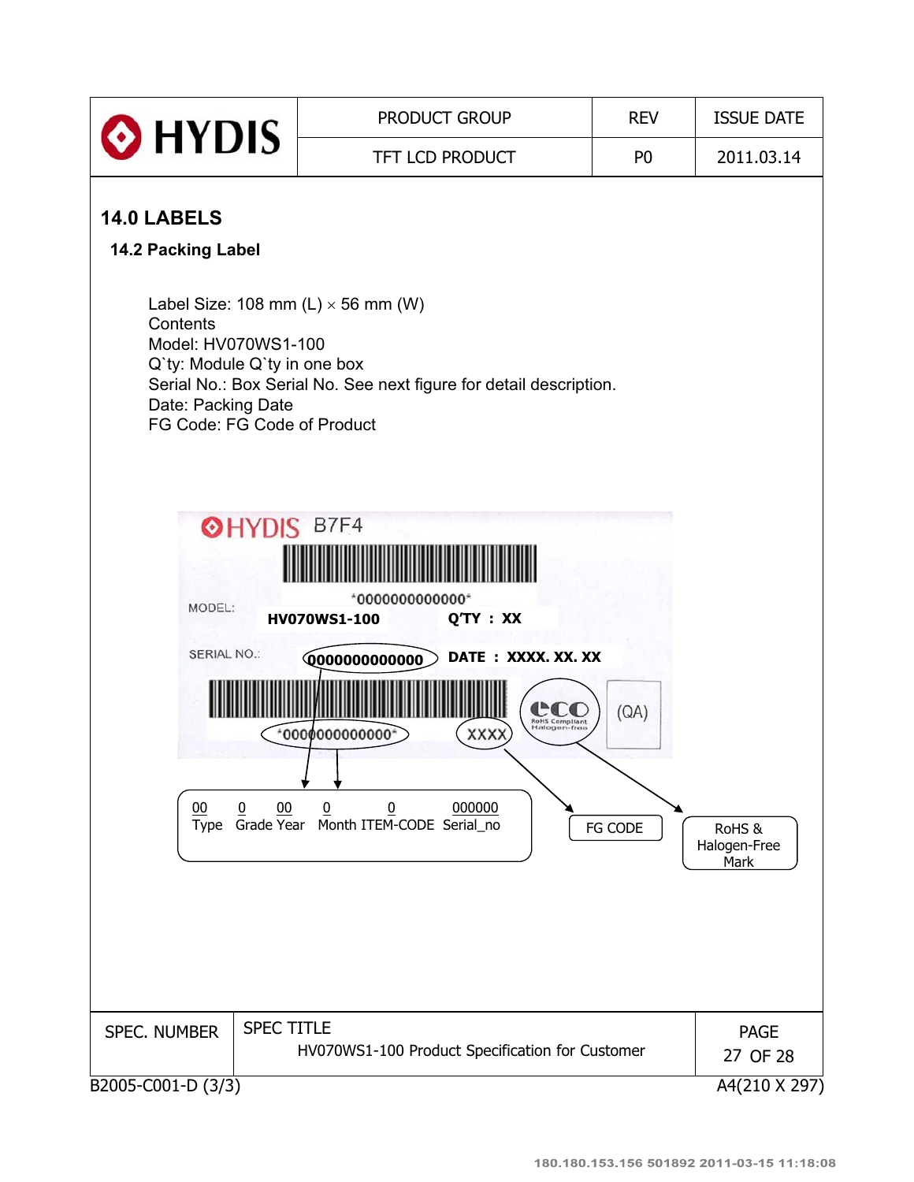## 14.0 LABELS

### 14.2 Packing Label

Label Size: 108 mm (L) × 56 mm (W)
Contents
Model: HV070WS1-100
Q`ty: Module Q`ty in one box
Serial No.: Box Serial No. See next figure for detail description.
Date: Packing Date
FG Code: FG Code of Product

HYDIS B7F4

*0000000000000*

MODEL: HV070WS1-100 Q'TY : XX

SERIAL NO.: 0000000000000 DATE : XXXX. XX. XX

*0000000000000* XXXX

eco RoHS Compliant Halogen-free (QA)

| 00 | 0 | 00 | 0 | 0 | 000000 |
|---|---|---|---|---|---|
| Type | Grade | Year | Month | ITEM-CODE | Serial_no |

FG CODE

RoHS & Halogen-Free Mark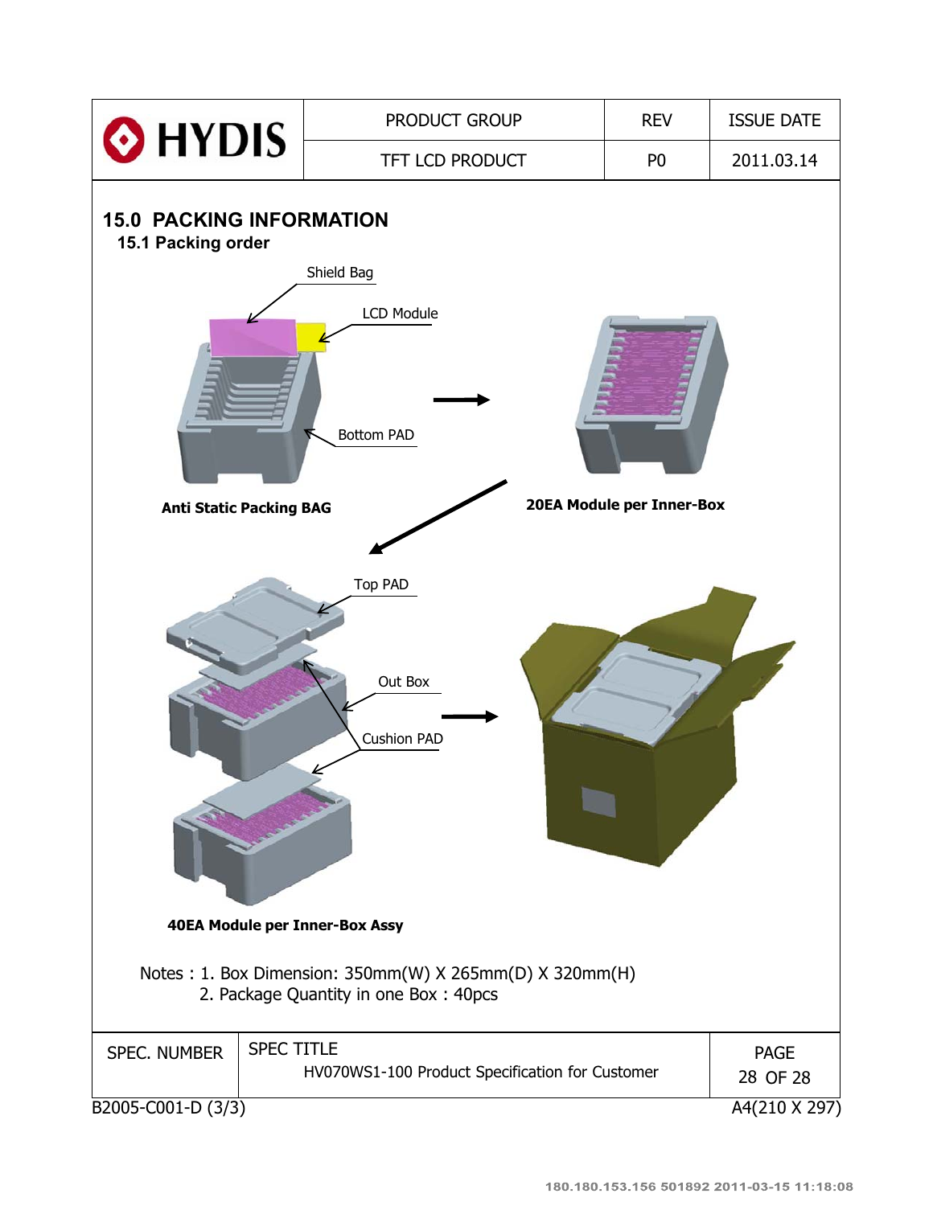## 15.0 PACKING INFORMATION

### 15.1 Packing order

Shield Bag

LCD Module

Bottom PAD

**Anti Static Packing BAG**

**20EA Module per Inner-Box**

Top PAD

Out Box

Cushion PAD

**40EA Module per Inner-Box Assy**

Notes : 1. Box Dimension: 350mm(W) X 265mm(D) X 320mm(H)
2. Package Quantity in one Box : 40pcs